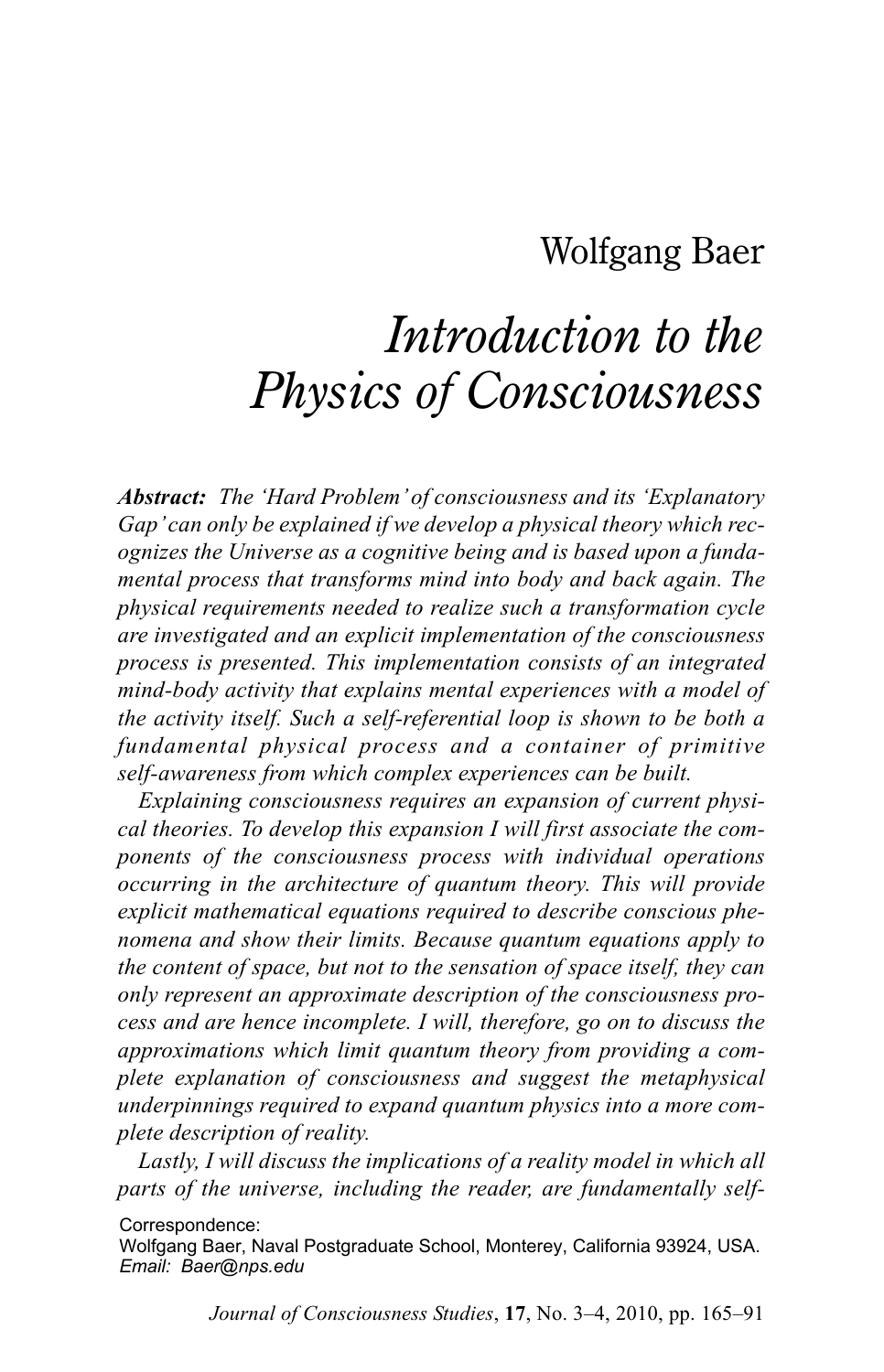Wolfgang Baer

# *Introduction to the Physics of Consciousness*

***Abstract:*** *The 'Hard Problem' of consciousness and its 'Explanatory Gap' can only be explained if we develop a physical theory which recognizes the Universe as a cognitive being and is based upon a fundamental process that transforms mind into body and back again. The physical requirements needed to realize such a transformation cycle are investigated and an explicit implementation of the consciousness process is presented. This implementation consists of an integrated mind-body activity that explains mental experiences with a model of the activity itself. Such a self-referential loop is shown to be both a fundamental physical process and a container of primitive self-awareness from which complex experiences can be built.*

*Explaining consciousness requires an expansion of current physical theories. To develop this expansion I will first associate the components of the consciousness process with individual operations occurring in the architecture of quantum theory. This will provide explicit mathematical equations required to describe conscious phenomena and show their limits. Because quantum equations apply to the content of space, but not to the sensation of space itself, they can only represent an approximate description of the consciousness process and are hence incomplete. I will, therefore, go on to discuss the approximations which limit quantum theory from providing a complete explanation of consciousness and suggest the metaphysical underpinnings required to expand quantum physics into a more complete description of reality.*

*Lastly, I will discuss the implications of a reality model in which all parts of the universe, including the reader, are fundamentally self-*

Correspondence:
Wolfgang Baer, Naval Postgraduate School, Monterey, California 93924, USA.
*Email: Baer@nps.edu*

*Journal of Consciousness Studies*, **17**, No. 3–4, 2010, pp. 165–91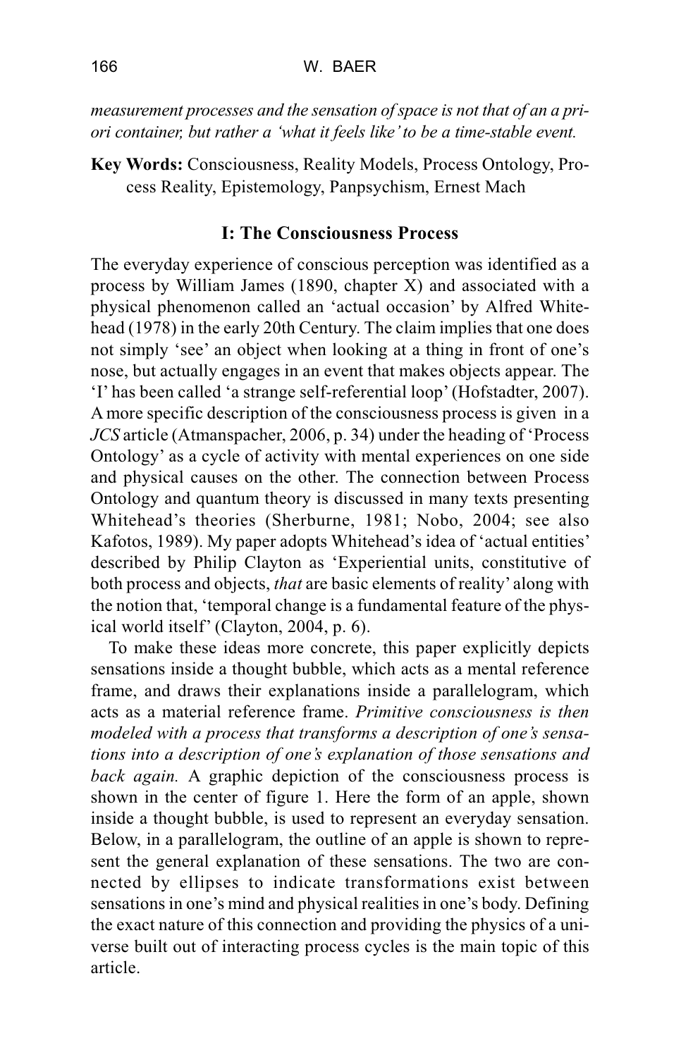*measurement processes and the sensation of space is not that of an a priori container, but rather a 'what it feels like' to be a time-stable event.*

**Key Words:** Consciousness, Reality Models, Process Ontology, Process Reality, Epistemology, Panpsychism, Ernest Mach

## I: The Consciousness Process

The everyday experience of conscious perception was identified as a process by William James (1890, chapter X) and associated with a physical phenomenon called an 'actual occasion' by Alfred Whitehead (1978) in the early 20th Century. The claim implies that one does not simply 'see' an object when looking at a thing in front of one's nose, but actually engages in an event that makes objects appear. The 'I' has been called 'a strange self-referential loop' (Hofstadter, 2007). A more specific description of the consciousness process is given in a *JCS* article (Atmanspacher, 2006, p. 34) under the heading of 'Process Ontology' as a cycle of activity with mental experiences on one side and physical causes on the other. The connection between Process Ontology and quantum theory is discussed in many texts presenting Whitehead's theories (Sherburne, 1981; Nobo, 2004; see also Kafotos, 1989). My paper adopts Whitehead's idea of 'actual entities' described by Philip Clayton as 'Experiential units, constitutive of both process and objects, *that* are basic elements of reality' along with the notion that, 'temporal change is a fundamental feature of the physical world itself' (Clayton, 2004, p. 6).

To make these ideas more concrete, this paper explicitly depicts sensations inside a thought bubble, which acts as a mental reference frame, and draws their explanations inside a parallelogram, which acts as a material reference frame. *Primitive consciousness is then modeled with a process that transforms a description of one's sensations into a description of one's explanation of those sensations and back again.* A graphic depiction of the consciousness process is shown in the center of figure 1. Here the form of an apple, shown inside a thought bubble, is used to represent an everyday sensation. Below, in a parallelogram, the outline of an apple is shown to represent the general explanation of these sensations. The two are connected by ellipses to indicate transformations exist between sensations in one's mind and physical realities in one's body. Defining the exact nature of this connection and providing the physics of a universe built out of interacting process cycles is the main topic of this article.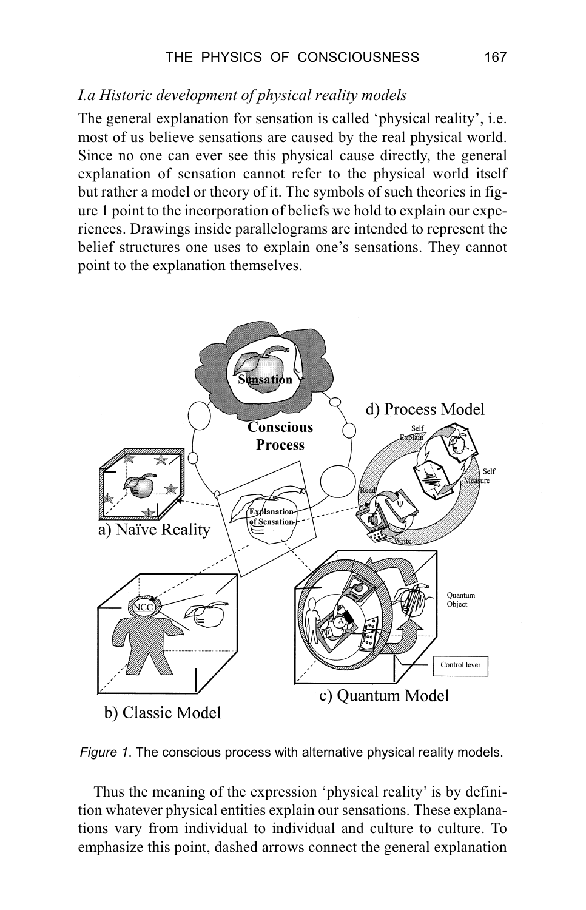## *I.a Historic development of physical reality models*

The general explanation for sensation is called 'physical reality', i.e. most of us believe sensations are caused by the real physical world. Since no one can ever see this physical cause directly, the general explanation of sensation cannot refer to the physical world itself but rather a model or theory of it. The symbols of such theories in figure 1 point to the incorporation of beliefs we hold to explain our experiences. Drawings inside parallelograms are intended to represent the belief structures one uses to explain one's sensations. They cannot point to the explanation themselves.

*Figure 1*. The conscious process with alternative physical reality models.

Thus the meaning of the expression 'physical reality' is by definition whatever physical entities explain our sensations. These explanations vary from individual to individual and culture to culture. To emphasize this point, dashed arrows connect the general explanation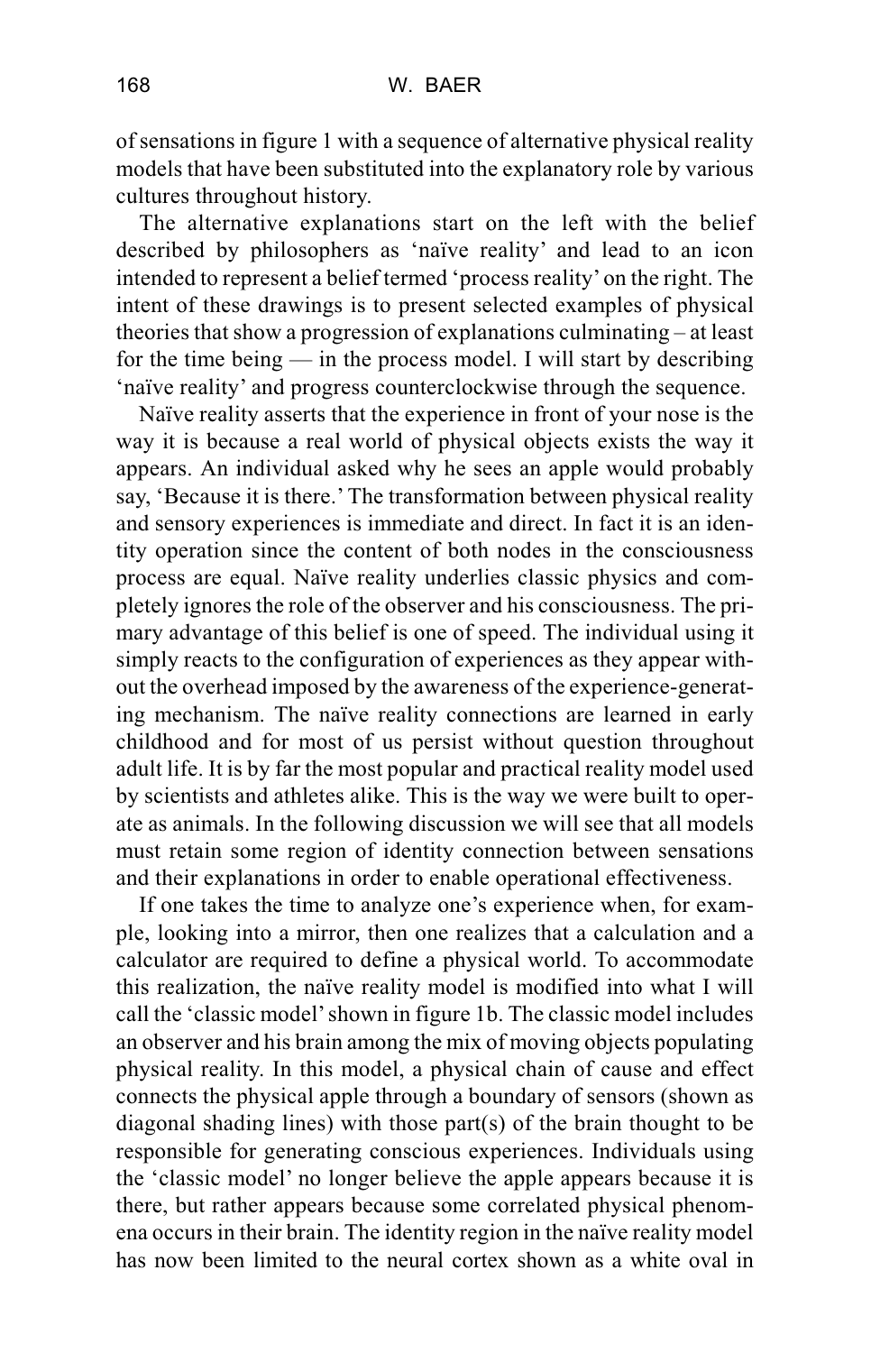of sensations in figure 1 with a sequence of alternative physical reality models that have been substituted into the explanatory role by various cultures throughout history.

The alternative explanations start on the left with the belief described by philosophers as 'naïve reality' and lead to an icon intended to represent a belief termed 'process reality' on the right. The intent of these drawings is to present selected examples of physical theories that show a progression of explanations culminating – at least for the time being — in the process model. I will start by describing 'naïve reality' and progress counterclockwise through the sequence.

Naïve reality asserts that the experience in front of your nose is the way it is because a real world of physical objects exists the way it appears. An individual asked why he sees an apple would probably say, 'Because it is there.' The transformation between physical reality and sensory experiences is immediate and direct. In fact it is an identity operation since the content of both nodes in the consciousness process are equal. Naïve reality underlies classic physics and completely ignores the role of the observer and his consciousness. The primary advantage of this belief is one of speed. The individual using it simply reacts to the configuration of experiences as they appear without the overhead imposed by the awareness of the experience-generating mechanism. The naïve reality connections are learned in early childhood and for most of us persist without question throughout adult life. It is by far the most popular and practical reality model used by scientists and athletes alike. This is the way we were built to operate as animals. In the following discussion we will see that all models must retain some region of identity connection between sensations and their explanations in order to enable operational effectiveness.

If one takes the time to analyze one's experience when, for example, looking into a mirror, then one realizes that a calculation and a calculator are required to define a physical world. To accommodate this realization, the naïve reality model is modified into what I will call the 'classic model' shown in figure 1b. The classic model includes an observer and his brain among the mix of moving objects populating physical reality. In this model, a physical chain of cause and effect connects the physical apple through a boundary of sensors (shown as diagonal shading lines) with those part(s) of the brain thought to be responsible for generating conscious experiences. Individuals using the 'classic model' no longer believe the apple appears because it is there, but rather appears because some correlated physical phenomena occurs in their brain. The identity region in the naïve reality model has now been limited to the neural cortex shown as a white oval in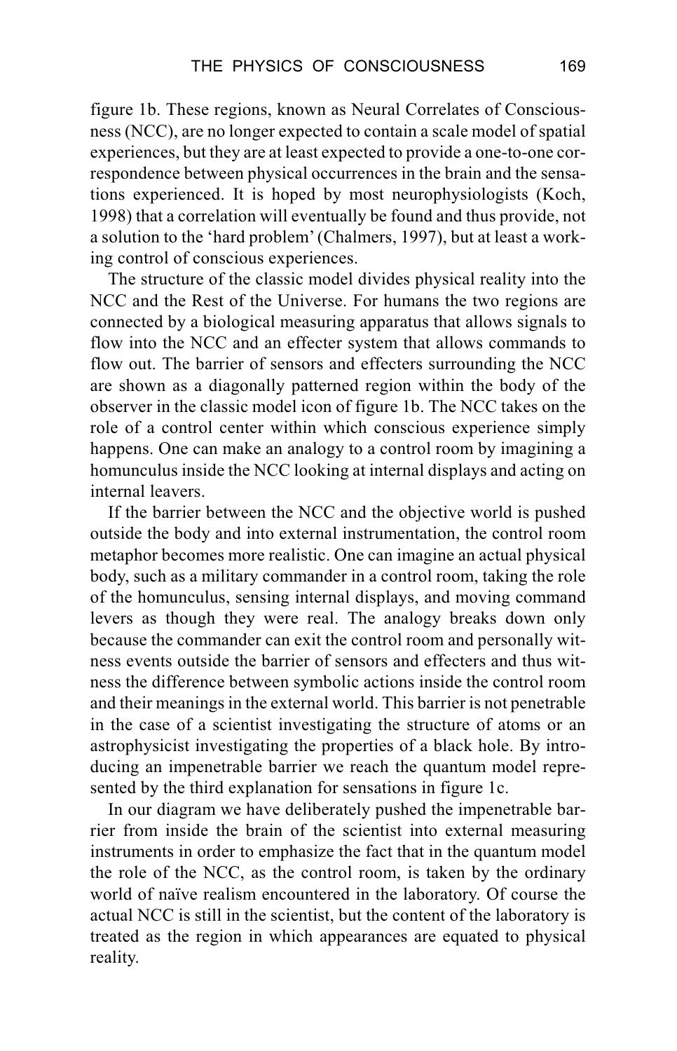figure 1b. These regions, known as Neural Correlates of Consciousness (NCC), are no longer expected to contain a scale model of spatial experiences, but they are at least expected to provide a one-to-one correspondence between physical occurrences in the brain and the sensations experienced. It is hoped by most neurophysiologists (Koch, 1998) that a correlation will eventually be found and thus provide, not a solution to the 'hard problem' (Chalmers, 1997), but at least a working control of conscious experiences.

The structure of the classic model divides physical reality into the NCC and the Rest of the Universe. For humans the two regions are connected by a biological measuring apparatus that allows signals to flow into the NCC and an effecter system that allows commands to flow out. The barrier of sensors and effecters surrounding the NCC are shown as a diagonally patterned region within the body of the observer in the classic model icon of figure 1b. The NCC takes on the role of a control center within which conscious experience simply happens. One can make an analogy to a control room by imagining a homunculus inside the NCC looking at internal displays and acting on internal leavers.

If the barrier between the NCC and the objective world is pushed outside the body and into external instrumentation, the control room metaphor becomes more realistic. One can imagine an actual physical body, such as a military commander in a control room, taking the role of the homunculus, sensing internal displays, and moving command levers as though they were real. The analogy breaks down only because the commander can exit the control room and personally witness events outside the barrier of sensors and effecters and thus witness the difference between symbolic actions inside the control room and their meanings in the external world. This barrier is not penetrable in the case of a scientist investigating the structure of atoms or an astrophysicist investigating the properties of a black hole. By introducing an impenetrable barrier we reach the quantum model represented by the third explanation for sensations in figure 1c.

In our diagram we have deliberately pushed the impenetrable barrier from inside the brain of the scientist into external measuring instruments in order to emphasize the fact that in the quantum model the role of the NCC, as the control room, is taken by the ordinary world of naïve realism encountered in the laboratory. Of course the actual NCC is still in the scientist, but the content of the laboratory is treated as the region in which appearances are equated to physical reality.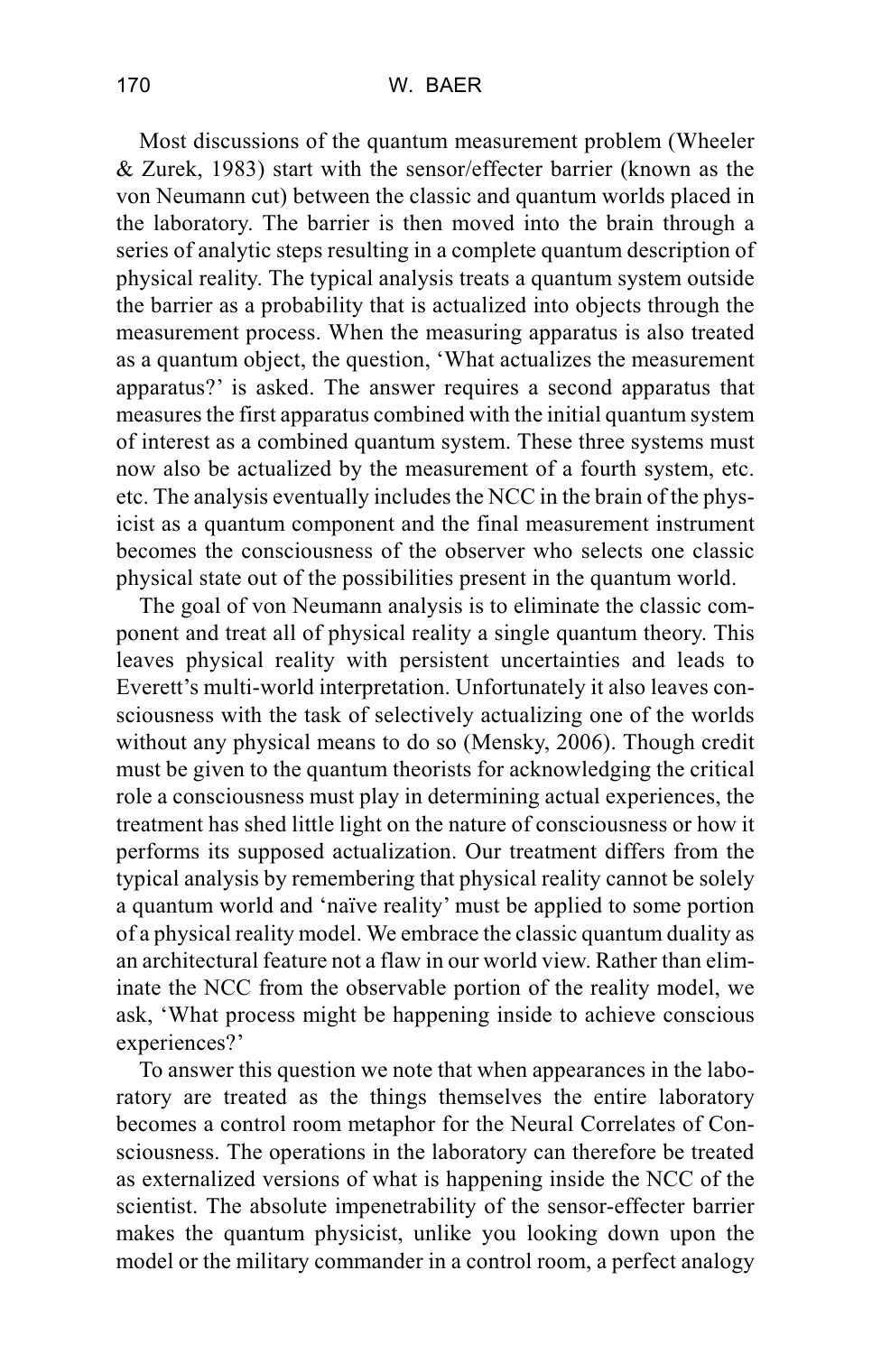Most discussions of the quantum measurement problem (Wheeler & Zurek, 1983) start with the sensor/effecter barrier (known as the von Neumann cut) between the classic and quantum worlds placed in the laboratory. The barrier is then moved into the brain through a series of analytic steps resulting in a complete quantum description of physical reality. The typical analysis treats a quantum system outside the barrier as a probability that is actualized into objects through the measurement process. When the measuring apparatus is also treated as a quantum object, the question, 'What actualizes the measurement apparatus?' is asked. The answer requires a second apparatus that measures the first apparatus combined with the initial quantum system of interest as a combined quantum system. These three systems must now also be actualized by the measurement of a fourth system, etc. etc. The analysis eventually includes the NCC in the brain of the physicist as a quantum component and the final measurement instrument becomes the consciousness of the observer who selects one classic physical state out of the possibilities present in the quantum world.

The goal of von Neumann analysis is to eliminate the classic component and treat all of physical reality a single quantum theory. This leaves physical reality with persistent uncertainties and leads to Everett's multi-world interpretation. Unfortunately it also leaves consciousness with the task of selectively actualizing one of the worlds without any physical means to do so (Mensky, 2006). Though credit must be given to the quantum theorists for acknowledging the critical role a consciousness must play in determining actual experiences, the treatment has shed little light on the nature of consciousness or how it performs its supposed actualization. Our treatment differs from the typical analysis by remembering that physical reality cannot be solely a quantum world and 'naïve reality' must be applied to some portion of a physical reality model. We embrace the classic quantum duality as an architectural feature not a flaw in our world view. Rather than eliminate the NCC from the observable portion of the reality model, we ask, 'What process might be happening inside to achieve conscious experiences?'

To answer this question we note that when appearances in the laboratory are treated as the things themselves the entire laboratory becomes a control room metaphor for the Neural Correlates of Consciousness. The operations in the laboratory can therefore be treated as externalized versions of what is happening inside the NCC of the scientist. The absolute impenetrability of the sensor-effecter barrier makes the quantum physicist, unlike you looking down upon the model or the military commander in a control room, a perfect analogy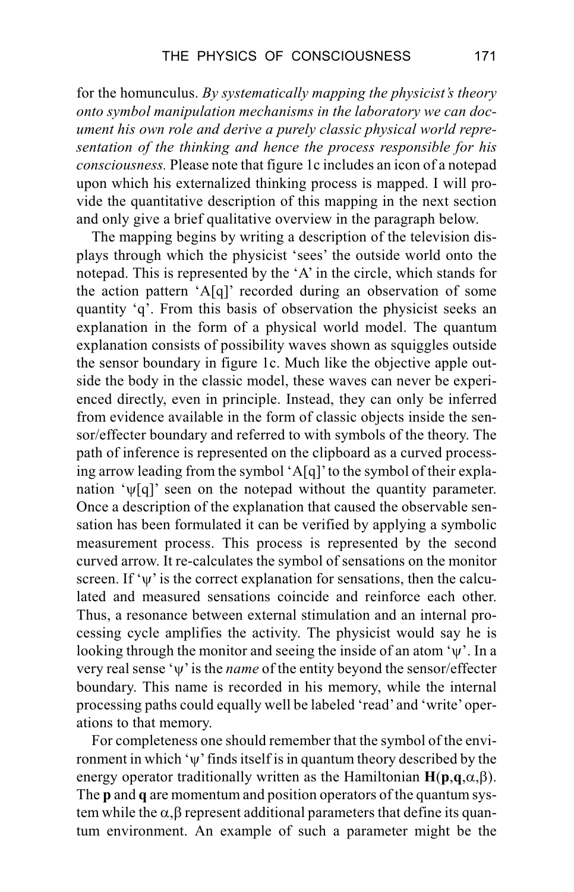for the homunculus. *By systematically mapping the physicist's theory onto symbol manipulation mechanisms in the laboratory we can document his own role and derive a purely classic physical world representation of the thinking and hence the process responsible for his consciousness.* Please note that figure 1c includes an icon of a notepad upon which his externalized thinking process is mapped. I will provide the quantitative description of this mapping in the next section and only give a brief qualitative overview in the paragraph below.

The mapping begins by writing a description of the television displays through which the physicist 'sees' the outside world onto the notepad. This is represented by the 'A' in the circle, which stands for the action pattern 'A[q]' recorded during an observation of some quantity 'q'. From this basis of observation the physicist seeks an explanation in the form of a physical world model. The quantum explanation consists of possibility waves shown as squiggles outside the sensor boundary in figure 1c. Much like the objective apple outside the body in the classic model, these waves can never be experienced directly, even in principle. Instead, they can only be inferred from evidence available in the form of classic objects inside the sensor/effecter boundary and referred to with symbols of the theory. The path of inference is represented on the clipboard as a curved processing arrow leading from the symbol 'A[q]' to the symbol of their explanation '$\psi$[q]' seen on the notepad without the quantity parameter. Once a description of the explanation that caused the observable sensation has been formulated it can be verified by applying a symbolic measurement process. This process is represented by the second curved arrow. It re-calculates the symbol of sensations on the monitor screen. If '$\psi$' is the correct explanation for sensations, then the calculated and measured sensations coincide and reinforce each other. Thus, a resonance between external stimulation and an internal processing cycle amplifies the activity. The physicist would say he is looking through the monitor and seeing the inside of an atom '$\psi$'. In a very real sense '$\psi$' is the *name* of the entity beyond the sensor/effecter boundary. This name is recorded in his memory, while the internal processing paths could equally well be labeled 'read' and 'write' operations to that memory.

For completeness one should remember that the symbol of the environment in which '$\psi$' finds itself is in quantum theory described by the energy operator traditionally written as the Hamiltonian $\mathbf{H}(\mathbf{p},\mathbf{q},\alpha,\beta)$. The $\mathbf{p}$ and $\mathbf{q}$ are momentum and position operators of the quantum system while the $\alpha,\beta$ represent additional parameters that define its quantum environment. An example of such a parameter might be the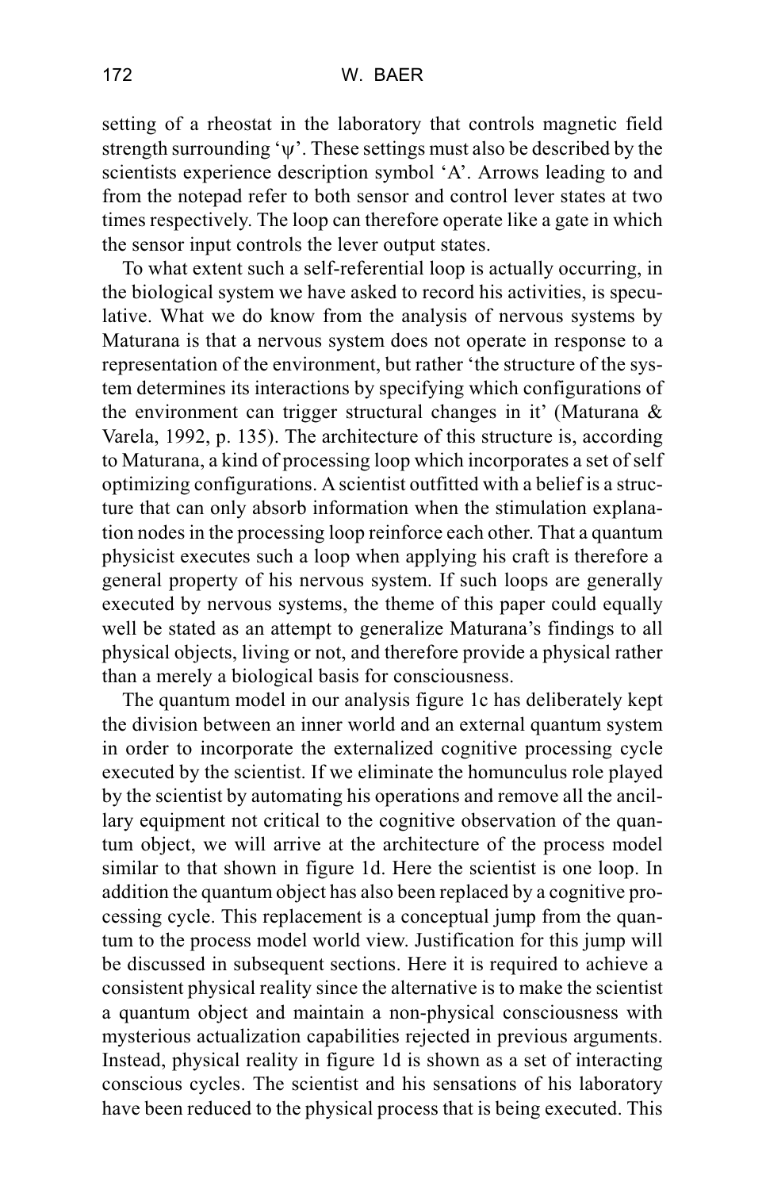setting of a rheostat in the laboratory that controls magnetic field strength surrounding '$\psi$'. These settings must also be described by the scientists experience description symbol 'A'. Arrows leading to and from the notepad refer to both sensor and control lever states at two times respectively. The loop can therefore operate like a gate in which the sensor input controls the lever output states.

To what extent such a self-referential loop is actually occurring, in the biological system we have asked to record his activities, is speculative. What we do know from the analysis of nervous systems by Maturana is that a nervous system does not operate in response to a representation of the environment, but rather 'the structure of the system determines its interactions by specifying which configurations of the environment can trigger structural changes in it' (Maturana & Varela, 1992, p. 135). The architecture of this structure is, according to Maturana, a kind of processing loop which incorporates a set of self optimizing configurations. A scientist outfitted with a belief is a structure that can only absorb information when the stimulation explanation nodes in the processing loop reinforce each other. That a quantum physicist executes such a loop when applying his craft is therefore a general property of his nervous system. If such loops are generally executed by nervous systems, the theme of this paper could equally well be stated as an attempt to generalize Maturana's findings to all physical objects, living or not, and therefore provide a physical rather than a merely a biological basis for consciousness.

The quantum model in our analysis figure 1c has deliberately kept the division between an inner world and an external quantum system in order to incorporate the externalized cognitive processing cycle executed by the scientist. If we eliminate the homunculus role played by the scientist by automating his operations and remove all the ancillary equipment not critical to the cognitive observation of the quantum object, we will arrive at the architecture of the process model similar to that shown in figure 1d. Here the scientist is one loop. In addition the quantum object has also been replaced by a cognitive processing cycle. This replacement is a conceptual jump from the quantum to the process model world view. Justification for this jump will be discussed in subsequent sections. Here it is required to achieve a consistent physical reality since the alternative is to make the scientist a quantum object and maintain a non-physical consciousness with mysterious actualization capabilities rejected in previous arguments. Instead, physical reality in figure 1d is shown as a set of interacting conscious cycles. The scientist and his sensations of his laboratory have been reduced to the physical process that is being executed. This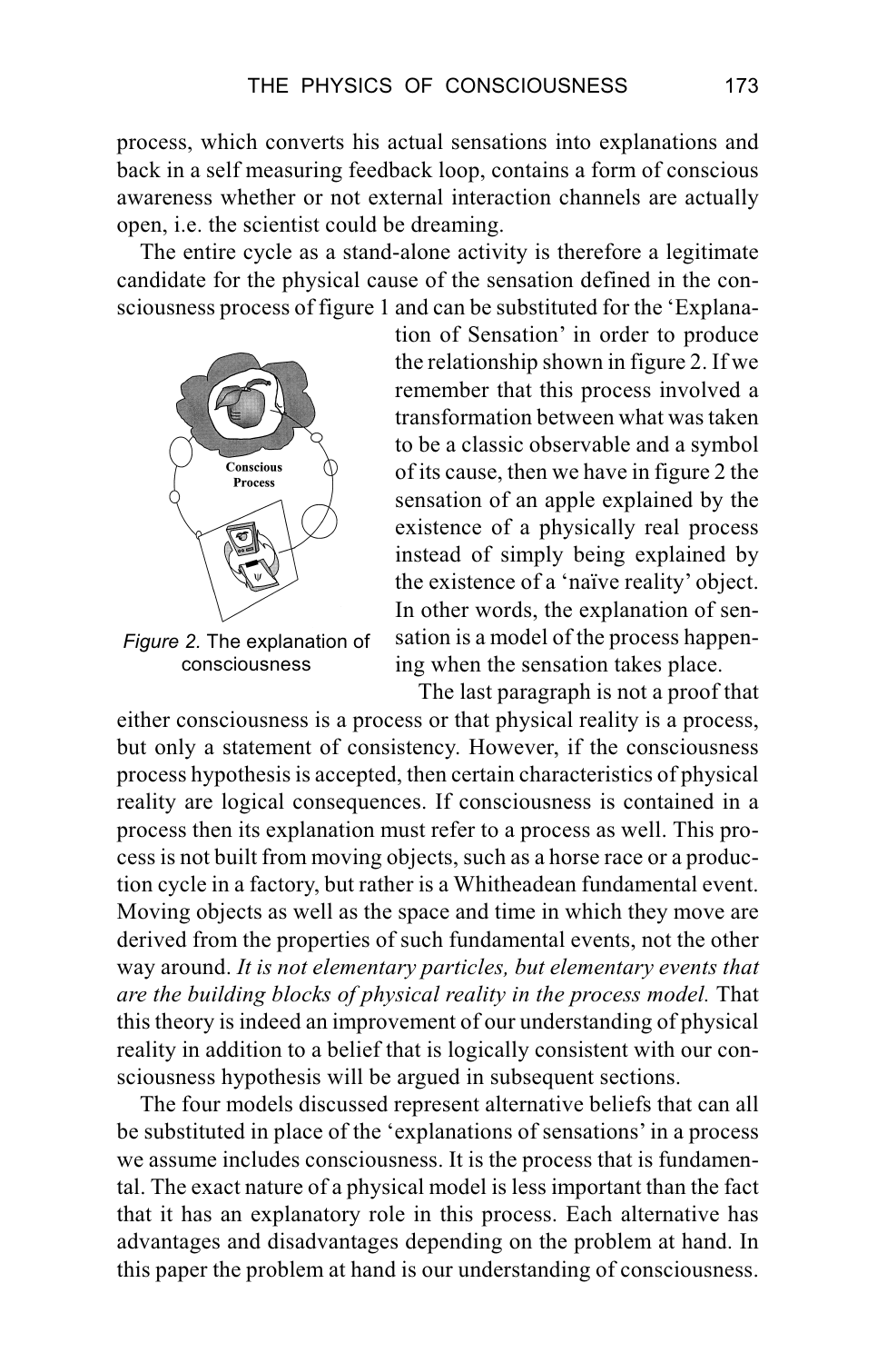process, which converts his actual sensations into explanations and back in a self measuring feedback loop, contains a form of conscious awareness whether or not external interaction channels are actually open, i.e. the scientist could be dreaming.

The entire cycle as a stand-alone activity is therefore a legitimate candidate for the physical cause of the sensation defined in the consciousness process of figure 1 and can be substituted for the 'Explanation of Sensation' in order to produce the relationship shown in figure 2. If we remember that this process involved a transformation between what was taken to be a classic observable and a symbol of its cause, then we have in figure 2 the sensation of an apple explained by the existence of a physically real process instead of simply being explained by the existence of a 'naïve reality' object. In other words, the explanation of sensation is a model of the process happening when the sensation takes place.

*Figure 2.* The explanation of consciousness

The last paragraph is not a proof that either consciousness is a process or that physical reality is a process, but only a statement of consistency. However, if the consciousness process hypothesis is accepted, then certain characteristics of physical reality are logical consequences. If consciousness is contained in a process then its explanation must refer to a process as well. This process is not built from moving objects, such as a horse race or a production cycle in a factory, but rather is a Whitheadean fundamental event. Moving objects as well as the space and time in which they move are derived from the properties of such fundamental events, not the other way around. *It is not elementary particles, but elementary events that are the building blocks of physical reality in the process model.* That this theory is indeed an improvement of our understanding of physical reality in addition to a belief that is logically consistent with our consciousness hypothesis will be argued in subsequent sections.

The four models discussed represent alternative beliefs that can all be substituted in place of the 'explanations of sensations' in a process we assume includes consciousness. It is the process that is fundamental. The exact nature of a physical model is less important than the fact that it has an explanatory role in this process. Each alternative has advantages and disadvantages depending on the problem at hand. In this paper the problem at hand is our understanding of consciousness.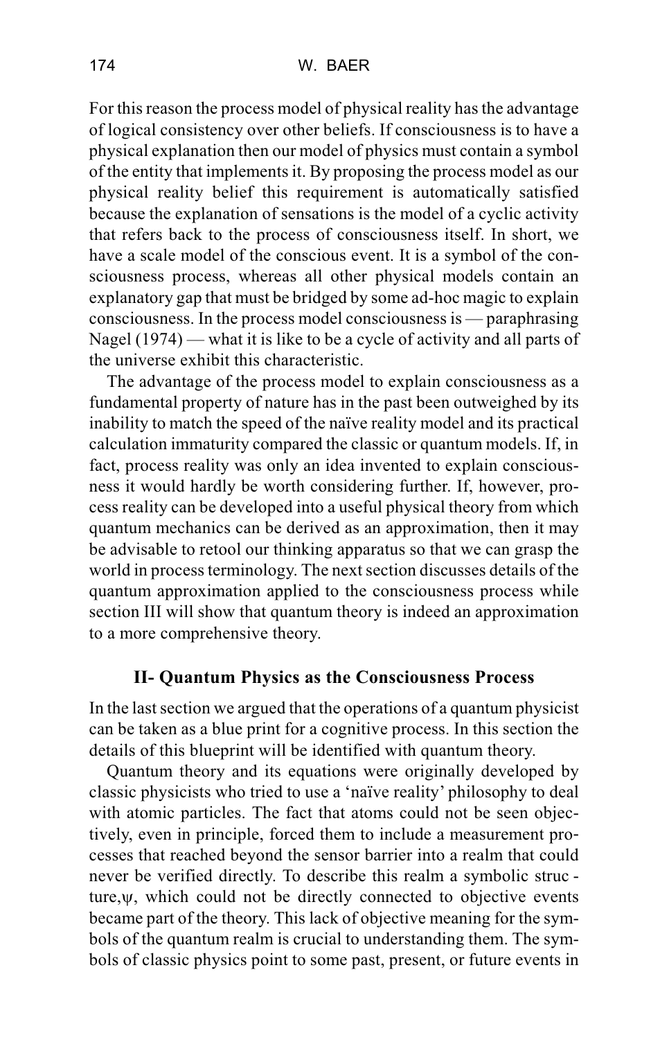For this reason the process model of physical reality has the advantage of logical consistency over other beliefs. If consciousness is to have a physical explanation then our model of physics must contain a symbol of the entity that implements it. By proposing the process model as our physical reality belief this requirement is automatically satisfied because the explanation of sensations is the model of a cyclic activity that refers back to the process of consciousness itself. In short, we have a scale model of the conscious event. It is a symbol of the consciousness process, whereas all other physical models contain an explanatory gap that must be bridged by some ad-hoc magic to explain consciousness. In the process model consciousness is — paraphrasing Nagel (1974) — what it is like to be a cycle of activity and all parts of the universe exhibit this characteristic.

The advantage of the process model to explain consciousness as a fundamental property of nature has in the past been outweighed by its inability to match the speed of the naïve reality model and its practical calculation immaturity compared the classic or quantum models. If, in fact, process reality was only an idea invented to explain consciousness it would hardly be worth considering further. If, however, process reality can be developed into a useful physical theory from which quantum mechanics can be derived as an approximation, then it may be advisable to retool our thinking apparatus so that we can grasp the world in process terminology. The next section discusses details of the quantum approximation applied to the consciousness process while section III will show that quantum theory is indeed an approximation to a more comprehensive theory.

## II- Quantum Physics as the Consciousness Process

In the last section we argued that the operations of a quantum physicist can be taken as a blue print for a cognitive process. In this section the details of this blueprint will be identified with quantum theory.

Quantum theory and its equations were originally developed by classic physicists who tried to use a 'naïve reality' philosophy to deal with atomic particles. The fact that atoms could not be seen objectively, even in principle, forced them to include a measurement processes that reached beyond the sensor barrier into a realm that could never be verified directly. To describe this realm a symbolic structure, $\psi$, which could not be directly connected to objective events became part of the theory. This lack of objective meaning for the symbols of the quantum realm is crucial to understanding them. The symbols of classic physics point to some past, present, or future events in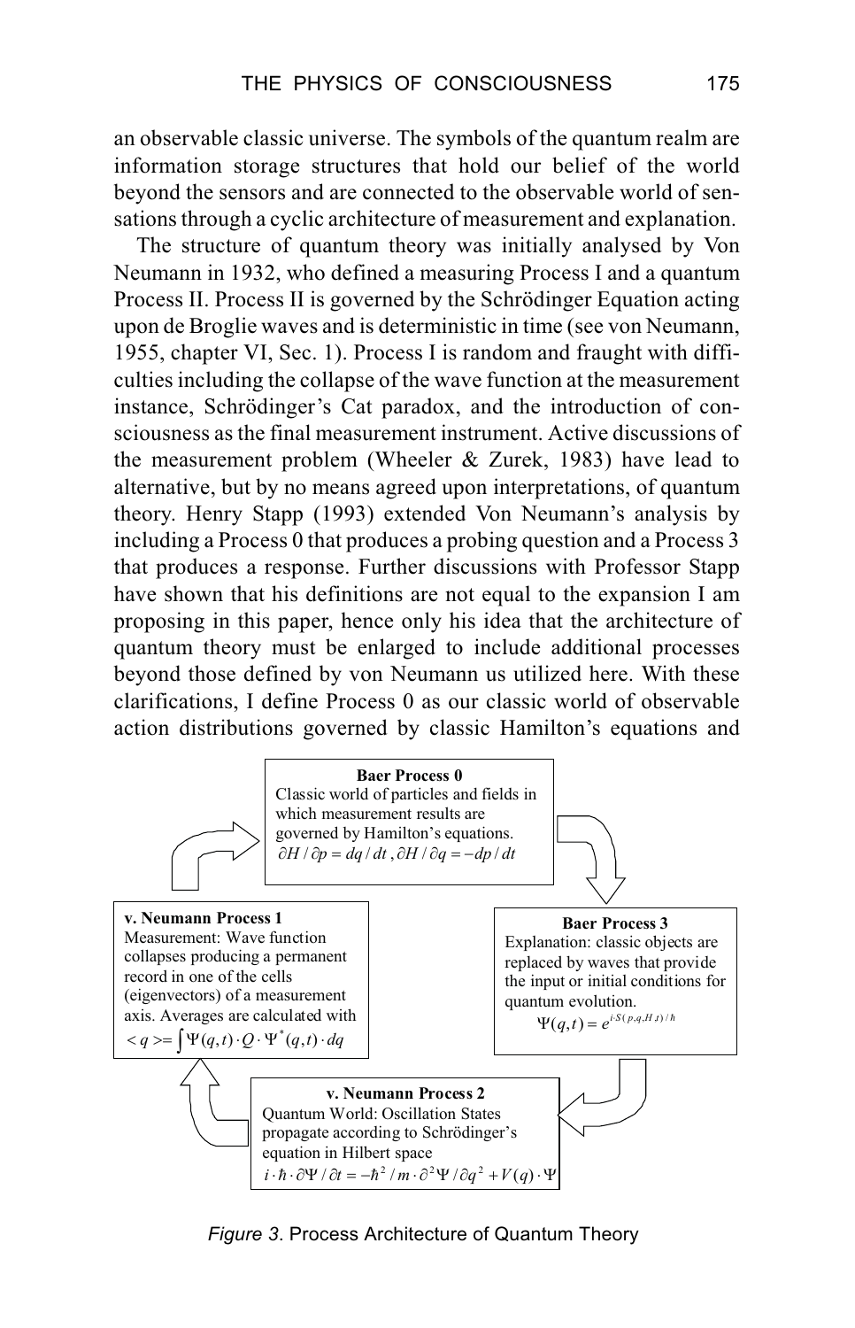an observable classic universe. The symbols of the quantum realm are information storage structures that hold our belief of the world beyond the sensors and are connected to the observable world of sensations through a cyclic architecture of measurement and explanation.

The structure of quantum theory was initially analysed by Von Neumann in 1932, who defined a measuring Process I and a quantum Process II. Process II is governed by the Schrödinger Equation acting upon de Broglie waves and is deterministic in time (see von Neumann, 1955, chapter VI, Sec. 1). Process I is random and fraught with difficulties including the collapse of the wave function at the measurement instance, Schrödinger's Cat paradox, and the introduction of consciousness as the final measurement instrument. Active discussions of the measurement problem (Wheeler & Zurek, 1983) have lead to alternative, but by no means agreed upon interpretations, of quantum theory. Henry Stapp (1993) extended Von Neumann's analysis by including a Process 0 that produces a probing question and a Process 3 that produces a response. Further discussions with Professor Stapp have shown that his definitions are not equal to the expansion I am proposing in this paper, hence only his idea that the architecture of quantum theory must be enlarged to include additional processes beyond those defined by von Neumann us utilized here. With these clarifications, I define Process 0 as our classic world of observable action distributions governed by classic Hamilton's equations and

**Baer Process 0**
Classic world of particles and fields in which measurement results are governed by Hamilton's equations.
$\partial H / \partial p = dq / dt \, , \partial H / \partial q = -dp / dt$

**Baer Process 3**
Explanation: classic objects are replaced by waves that provide the input or initial conditions for quantum evolution.
$\Psi(q,t) = e^{i \cdot S(p,q,H,t)/\hbar}$

**v. Neumann Process 2**
Quantum World: Oscillation States propagate according to Schrödinger's equation in Hilbert space
$i \cdot \hbar \cdot \partial \Psi / \partial t = -\hbar^2 / m \cdot \partial^2 \Psi / \partial q^2 + V(q) \cdot \Psi$

**v. Neumann Process 1**
Measurement: Wave function collapses producing a permanent record in one of the cells (eigenvectors) of a measurement axis. Averages are calculated with
$< q > = \int \Psi(q,t) \cdot Q \cdot \Psi^*(q,t) \cdot dq$

*Figure 3*. Process Architecture of Quantum Theory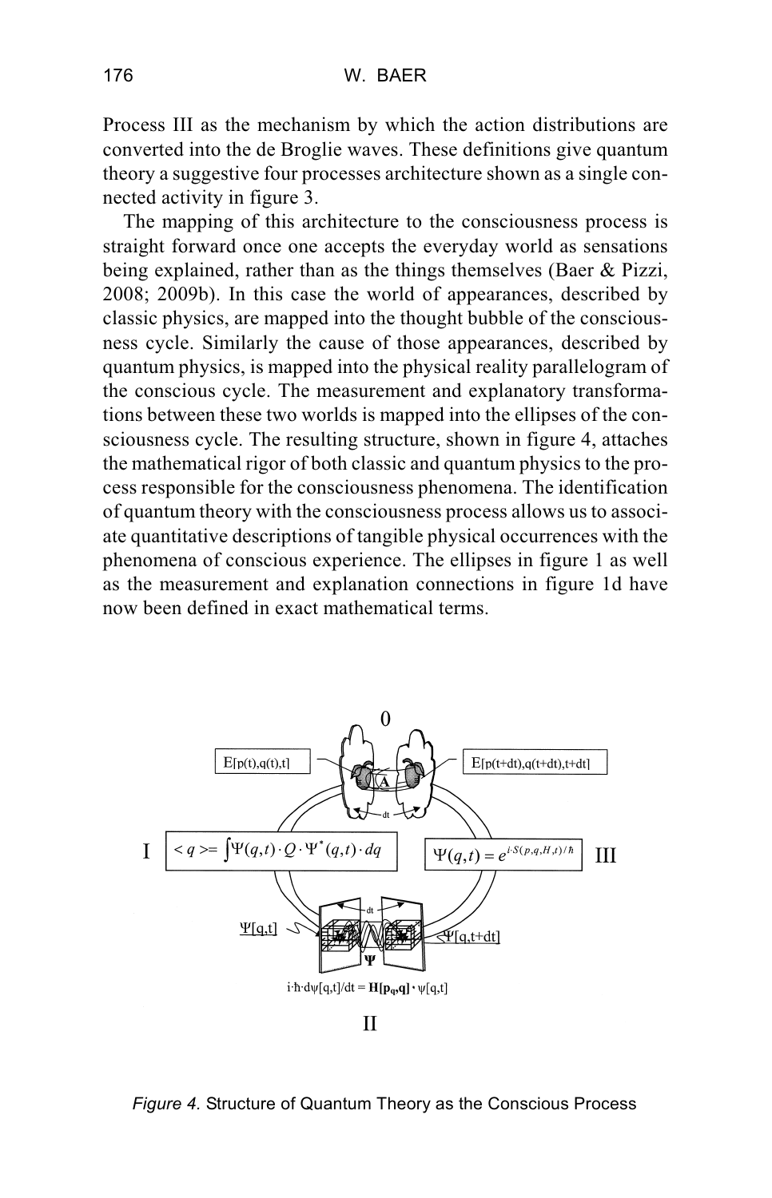Process III as the mechanism by which the action distributions are converted into the de Broglie waves. These definitions give quantum theory a suggestive four processes architecture shown as a single connected activity in figure 3.

The mapping of this architecture to the consciousness process is straight forward once one accepts the everyday world as sensations being explained, rather than as the things themselves (Baer & Pizzi, 2008; 2009b). In this case the world of appearances, described by classic physics, are mapped into the thought bubble of the consciousness cycle. Similarly the cause of those appearances, described by quantum physics, is mapped into the physical reality parallelogram of the conscious cycle. The measurement and explanatory transformations between these two worlds is mapped into the ellipses of the consciousness cycle. The resulting structure, shown in figure 4, attaches the mathematical rigor of both classic and quantum physics to the process responsible for the consciousness phenomena. The identification of quantum theory with the consciousness process allows us to associate quantitative descriptions of tangible physical occurrences with the phenomena of conscious experience. The ellipses in figure 1 as well as the measurement and explanation connections in figure 1d have now been defined in exact mathematical terms.

0

$E[p(t),q(t),t]$ $\quad$ $E[p(t+dt),q(t+dt),t+dt]$

I $\quad < q >= \int \Psi(q,t) \cdot Q \cdot \Psi^*(q,t) \cdot dq$

$\Psi(q,t) = e^{i \cdot S(p,q,H,t)/\hbar}$ $\quad$ III

$\Psi[q,t]$ $\quad$ $\Psi[q,t+dt]$

$i \cdot \hbar \cdot d\psi[q,t]/dt = \mathbf{H}[\mathbf{p_q},\mathbf{q}] \cdot \psi[q,t]$

II

*Figure 4.* Structure of Quantum Theory as the Conscious Process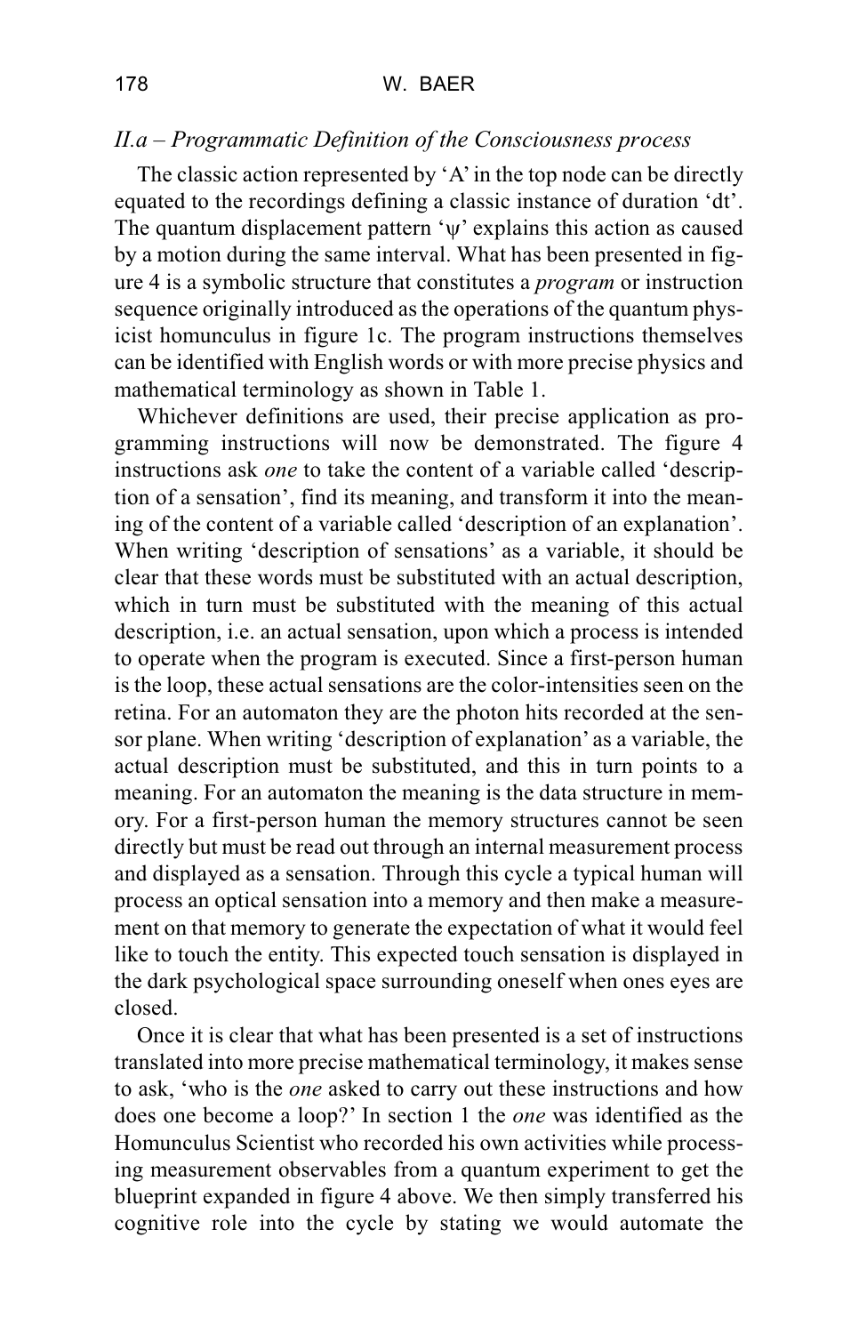### *II.a – Programmatic Definition of the Consciousness process*

The classic action represented by 'A' in the top node can be directly equated to the recordings defining a classic instance of duration 'dt'. The quantum displacement pattern 'ψ' explains this action as caused by a motion during the same interval. What has been presented in figure 4 is a symbolic structure that constitutes a *program* or instruction sequence originally introduced as the operations of the quantum physicist homunculus in figure 1c. The program instructions themselves can be identified with English words or with more precise physics and mathematical terminology as shown in Table 1.

Whichever definitions are used, their precise application as programming instructions will now be demonstrated. The figure 4 instructions ask *one* to take the content of a variable called 'description of a sensation', find its meaning, and transform it into the meaning of the content of a variable called 'description of an explanation'. When writing 'description of sensations' as a variable, it should be clear that these words must be substituted with an actual description, which in turn must be substituted with the meaning of this actual description, i.e. an actual sensation, upon which a process is intended to operate when the program is executed. Since a first-person human is the loop, these actual sensations are the color-intensities seen on the retina. For an automaton they are the photon hits recorded at the sensor plane. When writing 'description of explanation' as a variable, the actual description must be substituted, and this in turn points to a meaning. For an automaton the meaning is the data structure in memory. For a first-person human the memory structures cannot be seen directly but must be read out through an internal measurement process and displayed as a sensation. Through this cycle a typical human will process an optical sensation into a memory and then make a measurement on that memory to generate the expectation of what it would feel like to touch the entity. This expected touch sensation is displayed in the dark psychological space surrounding oneself when ones eyes are closed.

Once it is clear that what has been presented is a set of instructions translated into more precise mathematical terminology, it makes sense to ask, 'who is the *one* asked to carry out these instructions and how does one become a loop?' In section 1 the *one* was identified as the Homunculus Scientist who recorded his own activities while processing measurement observables from a quantum experiment to get the blueprint expanded in figure 4 above. We then simply transferred his cognitive role into the cycle by stating we would automate the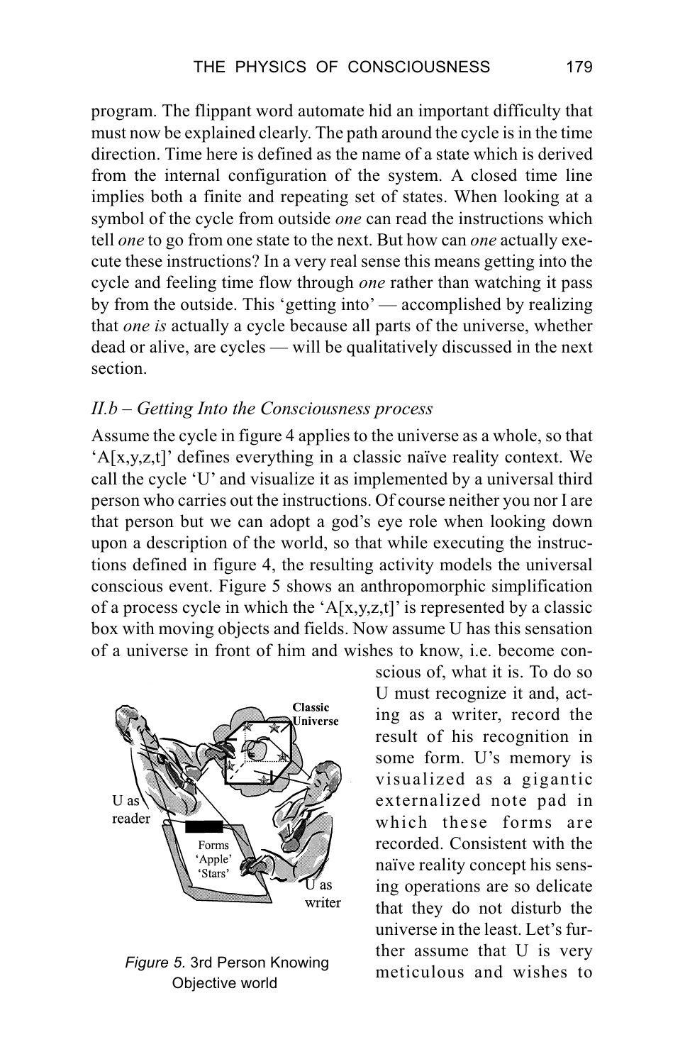program. The flippant word automate hid an important difficulty that must now be explained clearly. The path around the cycle is in the time direction. Time here is defined as the name of a state which is derived from the internal configuration of the system. A closed time line implies both a finite and repeating set of states. When looking at a symbol of the cycle from outside *one* can read the instructions which tell *one* to go from one state to the next. But how can *one* actually execute these instructions? In a very real sense this means getting into the cycle and feeling time flow through *one* rather than watching it pass by from the outside. This 'getting into' — accomplished by realizing that *one is* actually a cycle because all parts of the universe, whether dead or alive, are cycles — will be qualitatively discussed in the next section.

### *II.b – Getting Into the Consciousness process*

Assume the cycle in figure 4 applies to the universe as a whole, so that 'A[x,y,z,t]' defines everything in a classic naïve reality context. We call the cycle 'U' and visualize it as implemented by a universal third person who carries out the instructions. Of course neither you nor I are that person but we can adopt a god's eye role when looking down upon a description of the world, so that while executing the instructions defined in figure 4, the resulting activity models the universal conscious event. Figure 5 shows an anthropomorphic simplification of a process cycle in which the 'A[x,y,z,t]' is represented by a classic box with moving objects and fields. Now assume U has this sensation of a universe in front of him and wishes to know, i.e. become conscious of, what it is. To do so U must recognize it and, acting as a writer, record the result of his recognition in some form. U's memory is visualized as a gigantic externalized note pad in which these forms are recorded. Consistent with the naïve reality concept his sensing operations are so delicate that they do not disturb the universe in the least. Let's further assume that U is very meticulous and wishes to

*Figure 5.* 3rd Person Knowing Objective world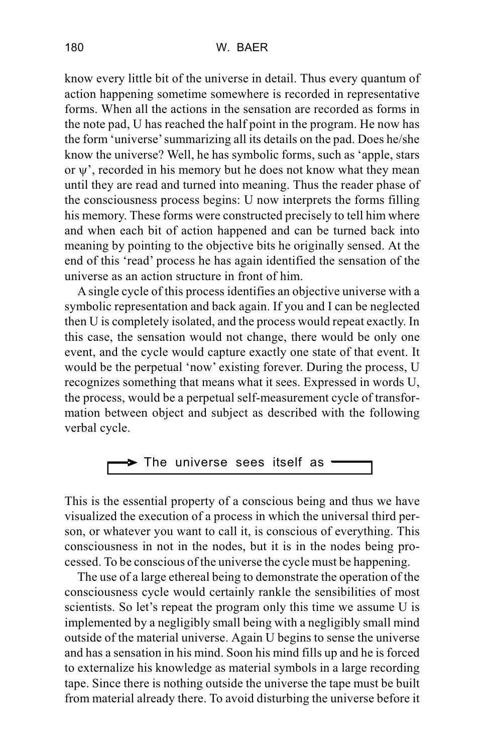know every little bit of the universe in detail. Thus every quantum of action happening sometime somewhere is recorded in representative forms. When all the actions in the sensation are recorded as forms in the note pad, U has reached the half point in the program. He now has the form 'universe' summarizing all its details on the pad. Does he/she know the universe? Well, he has symbolic forms, such as 'apple, stars or ψ', recorded in his memory but he does not know what they mean until they are read and turned into meaning. Thus the reader phase of the consciousness process begins: U now interprets the forms filling his memory. These forms were constructed precisely to tell him where and when each bit of action happened and can be turned back into meaning by pointing to the objective bits he originally sensed. At the end of this 'read' process he has again identified the sensation of the universe as an action structure in front of him.

A single cycle of this process identifies an objective universe with a symbolic representation and back again. If you and I can be neglected then U is completely isolated, and the process would repeat exactly. In this case, the sensation would not change, there would be only one event, and the cycle would capture exactly one state of that event. It would be the perpetual 'now' existing forever. During the process, U recognizes something that means what it sees. Expressed in words U, the process, would be a perpetual self-measurement cycle of transformation between object and subject as described with the following verbal cycle.

→ The universe sees itself as ⟲

This is the essential property of a conscious being and thus we have visualized the execution of a process in which the universal third person, or whatever you want to call it, is conscious of everything. This consciousness in not in the nodes, but it is in the nodes being processed. To be conscious of the universe the cycle must be happening.

The use of a large ethereal being to demonstrate the operation of the consciousness cycle would certainly rankle the sensibilities of most scientists. So let's repeat the program only this time we assume U is implemented by a negligibly small being with a negligibly small mind outside of the material universe. Again U begins to sense the universe and has a sensation in his mind. Soon his mind fills up and he is forced to externalize his knowledge as material symbols in a large recording tape. Since there is nothing outside the universe the tape must be built from material already there. To avoid disturbing the universe before it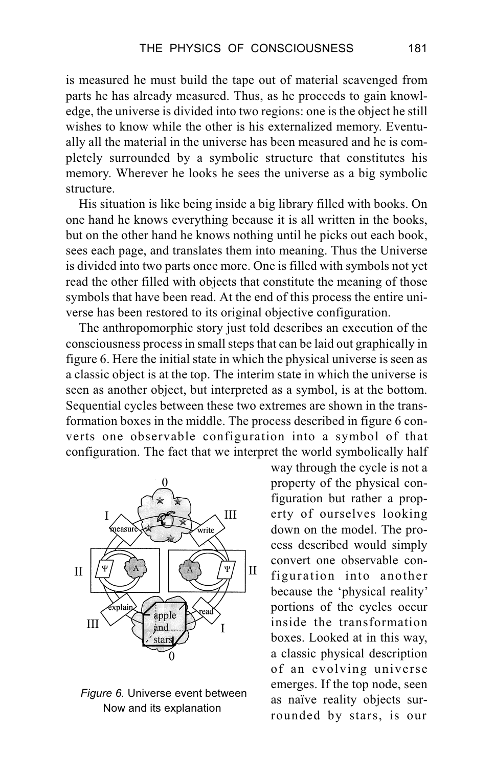is measured he must build the tape out of material scavenged from parts he has already measured. Thus, as he proceeds to gain knowledge, the universe is divided into two regions: one is the object he still wishes to know while the other is his externalized memory. Eventually all the material in the universe has been measured and he is completely surrounded by a symbolic structure that constitutes his memory. Wherever he looks he sees the universe as a big symbolic structure.

His situation is like being inside a big library filled with books. On one hand he knows everything because it is all written in the books, but on the other hand he knows nothing until he picks out each book, sees each page, and translates them into meaning. Thus the Universe is divided into two parts once more. One is filled with symbols not yet read the other filled with objects that constitute the meaning of those symbols that have been read. At the end of this process the entire universe has been restored to its original objective configuration.

The anthropomorphic story just told describes an execution of the consciousness process in small steps that can be laid out graphically in figure 6. Here the initial state in which the physical universe is seen as a classic object is at the top. The interim state in which the universe is seen as another object, but interpreted as a symbol, is at the bottom. Sequential cycles between these two extremes are shown in the transformation boxes in the middle. The process described in figure 6 converts one observable configuration into a symbol of that configuration. The fact that we interpret the world symbolically half way through the cycle is not a property of the physical configuration but rather a property of ourselves looking down on the model. The process described would simply convert one observable configuration into another because the 'physical reality' portions of the cycles occur inside the transformation boxes. Looked at in this way, a classic physical description of an evolving universe emerges. If the top node, seen as naïve reality objects surrounded by stars, is our

*Figure 6.* Universe event between Now and its explanation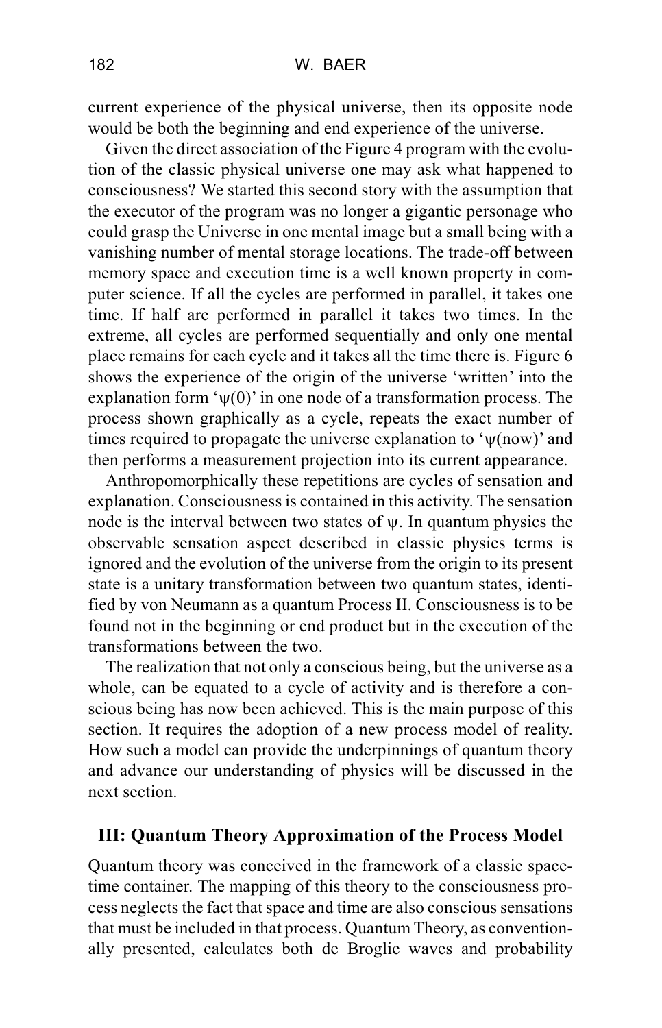current experience of the physical universe, then its opposite node would be both the beginning and end experience of the universe.

Given the direct association of the Figure 4 program with the evolution of the classic physical universe one may ask what happened to consciousness? We started this second story with the assumption that the executor of the program was no longer a gigantic personage who could grasp the Universe in one mental image but a small being with a vanishing number of mental storage locations. The trade-off between memory space and execution time is a well known property in computer science. If all the cycles are performed in parallel, it takes one time. If half are performed in parallel it takes two times. In the extreme, all cycles are performed sequentially and only one mental place remains for each cycle and it takes all the time there is. Figure 6 shows the experience of the origin of the universe 'written' into the explanation form '$\psi(0)$' in one node of a transformation process. The process shown graphically as a cycle, repeats the exact number of times required to propagate the universe explanation to '$\psi(\text{now})$' and then performs a measurement projection into its current appearance.

Anthropomorphically these repetitions are cycles of sensation and explanation. Consciousness is contained in this activity. The sensation node is the interval between two states of $\psi$. In quantum physics the observable sensation aspect described in classic physics terms is ignored and the evolution of the universe from the origin to its present state is a unitary transformation between two quantum states, identified by von Neumann as a quantum Process II. Consciousness is to be found not in the beginning or end product but in the execution of the transformations between the two.

The realization that not only a conscious being, but the universe as a whole, can be equated to a cycle of activity and is therefore a conscious being has now been achieved. This is the main purpose of this section. It requires the adoption of a new process model of reality. How such a model can provide the underpinnings of quantum theory and advance our understanding of physics will be discussed in the next section.

## III: Quantum Theory Approximation of the Process Model

Quantum theory was conceived in the framework of a classic space-time container. The mapping of this theory to the consciousness process neglects the fact that space and time are also conscious sensations that must be included in that process. Quantum Theory, as conventionally presented, calculates both de Broglie waves and probability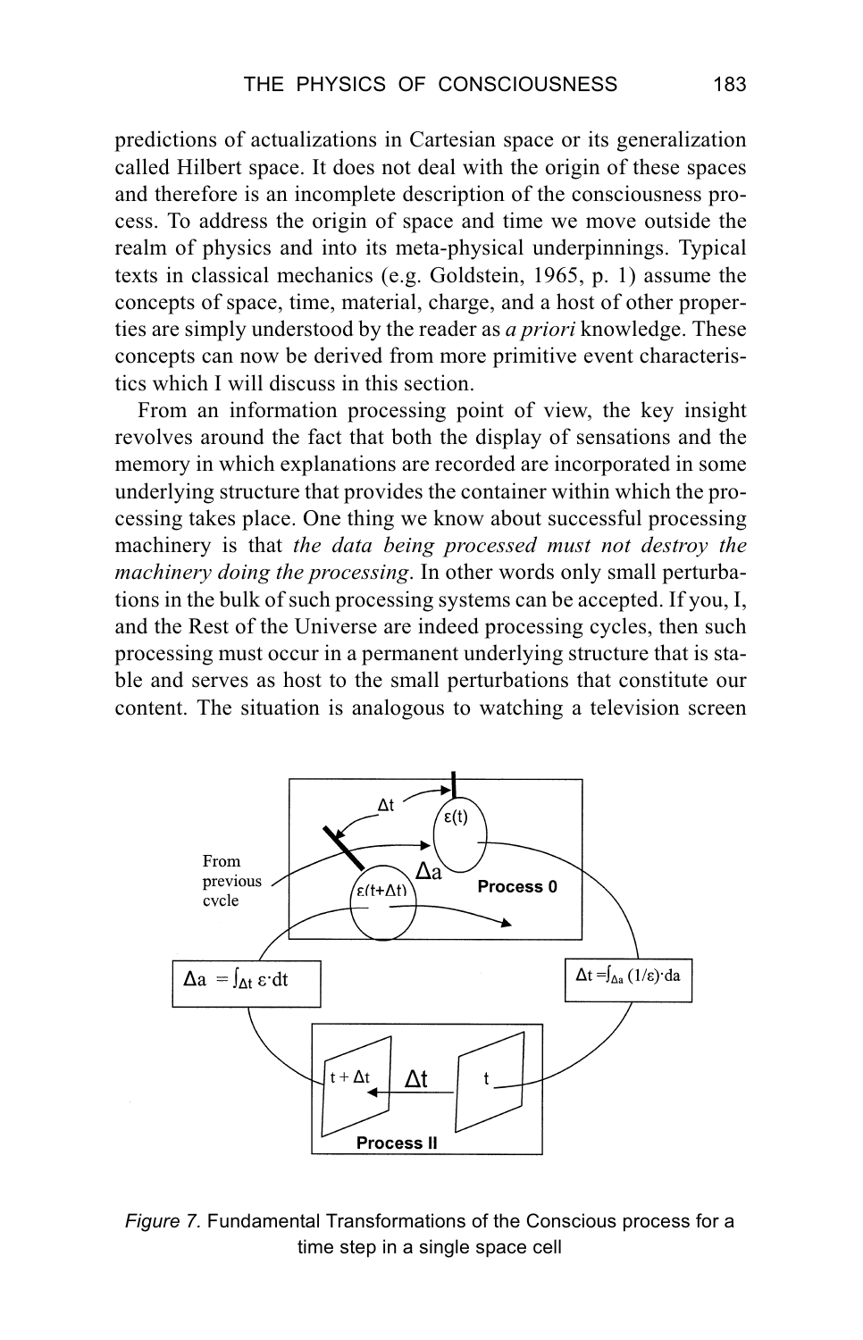predictions of actualizations in Cartesian space or its generalization called Hilbert space. It does not deal with the origin of these spaces and therefore is an incomplete description of the consciousness process. To address the origin of space and time we move outside the realm of physics and into its meta-physical underpinnings. Typical texts in classical mechanics (e.g. Goldstein, 1965, p. 1) assume the concepts of space, time, material, charge, and a host of other properties are simply understood by the reader as *a priori* knowledge. These concepts can now be derived from more primitive event characteristics which I will discuss in this section.

From an information processing point of view, the key insight revolves around the fact that both the display of sensations and the memory in which explanations are recorded are incorporated in some underlying structure that provides the container within which the processing takes place. One thing we know about successful processing machinery is that *the data being processed must not destroy the machinery doing the processing*. In other words only small perturbations in the bulk of such processing systems can be accepted. If you, I, and the Rest of the Universe are indeed processing cycles, then such processing must occur in a permanent underlying structure that is stable and serves as host to the small perturbations that constitute our content. The situation is analogous to watching a television screen

*Figure 7.* Fundamental Transformations of the Conscious process for a time step in a single space cell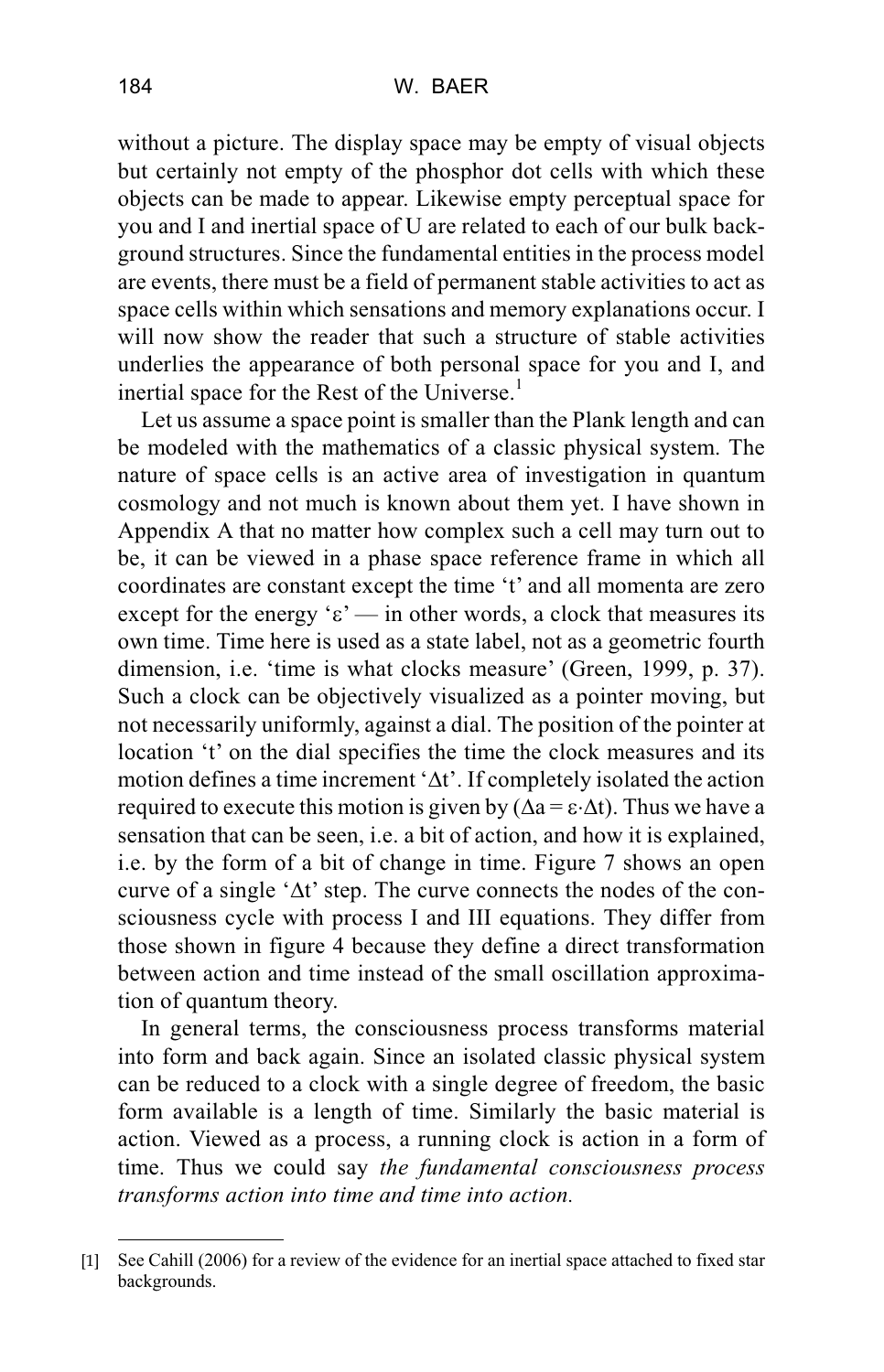without a picture. The display space may be empty of visual objects but certainly not empty of the phosphor dot cells with which these objects can be made to appear. Likewise empty perceptual space for you and I and inertial space of U are related to each of our bulk background structures. Since the fundamental entities in the process model are events, there must be a field of permanent stable activities to act as space cells within which sensations and memory explanations occur. I will now show the reader that such a structure of stable activities underlies the appearance of both personal space for you and I, and inertial space for the Rest of the Universe.[1]

Let us assume a space point is smaller than the Plank length and can be modeled with the mathematics of a classic physical system. The nature of space cells is an active area of investigation in quantum cosmology and not much is known about them yet. I have shown in Appendix A that no matter how complex such a cell may turn out to be, it can be viewed in a phase space reference frame in which all coordinates are constant except the time 't' and all momenta are zero except for the energy '$\varepsilon$' — in other words, a clock that measures its own time. Time here is used as a state label, not as a geometric fourth dimension, i.e. 'time is what clocks measure' (Green, 1999, p. 37). Such a clock can be objectively visualized as a pointer moving, but not necessarily uniformly, against a dial. The position of the pointer at location 't' on the dial specifies the time the clock measures and its motion defines a time increment '$\Delta t$'. If completely isolated the action required to execute this motion is given by ($\Delta a = \varepsilon \cdot \Delta t$). Thus we have a sensation that can be seen, i.e. a bit of action, and how it is explained, i.e. by the form of a bit of change in time. Figure 7 shows an open curve of a single '$\Delta t$' step. The curve connects the nodes of the consciousness cycle with process I and III equations. They differ from those shown in figure 4 because they define a direct transformation between action and time instead of the small oscillation approximation of quantum theory.

In general terms, the consciousness process transforms material into form and back again. Since an isolated classic physical system can be reduced to a clock with a single degree of freedom, the basic form available is a length of time. Similarly the basic material is action. Viewed as a process, a running clock is action in a form of time. Thus we could say *the fundamental consciousness process transforms action into time and time into action.*

---

[1] See Cahill (2006) for a review of the evidence for an inertial space attached to fixed star backgrounds.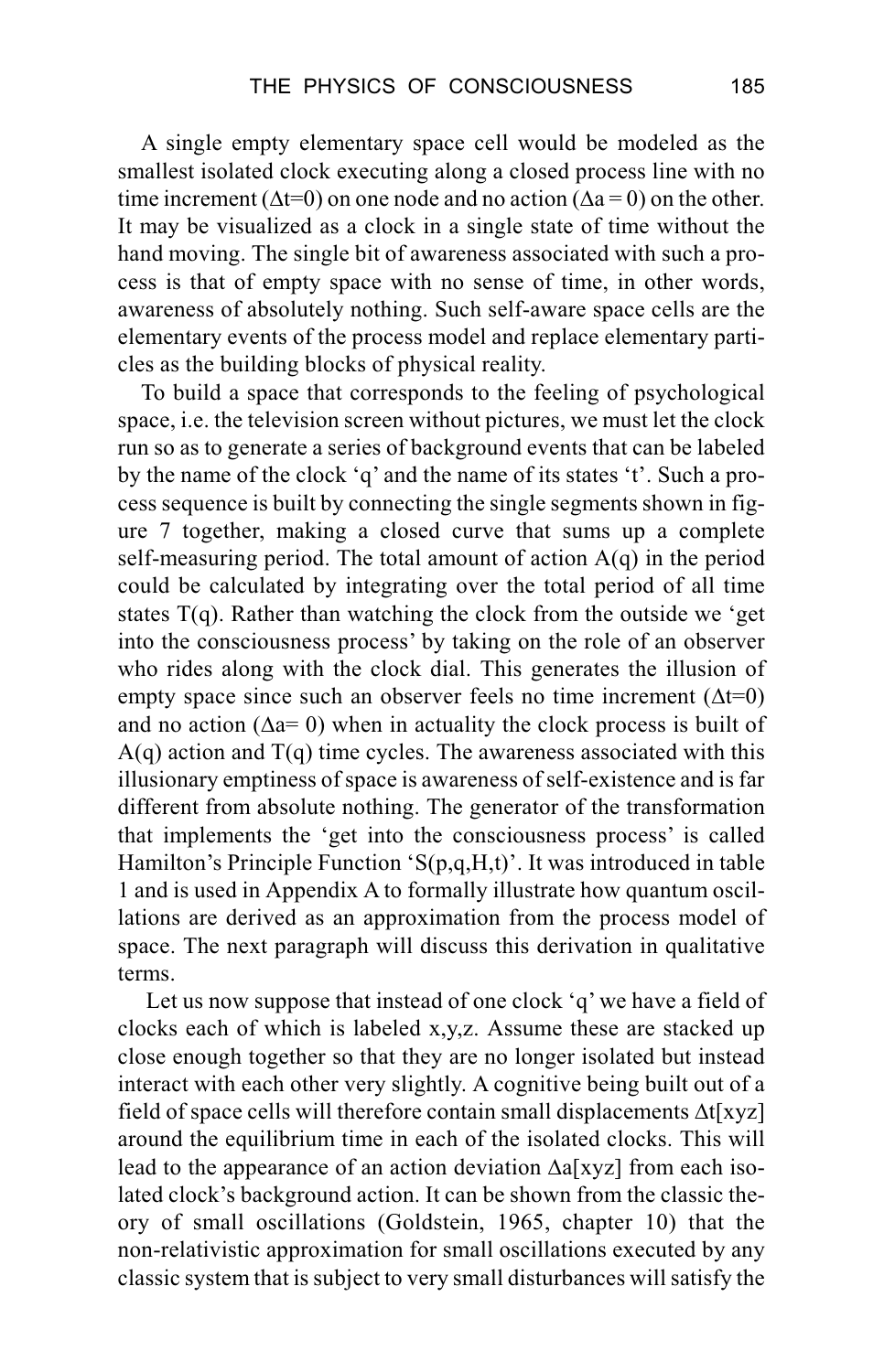A single empty elementary space cell would be modeled as the smallest isolated clock executing along a closed process line with no time increment ($\Delta t=0$) on one node and no action ($\Delta a = 0$) on the other. It may be visualized as a clock in a single state of time without the hand moving. The single bit of awareness associated with such a process is that of empty space with no sense of time, in other words, awareness of absolutely nothing. Such self-aware space cells are the elementary events of the process model and replace elementary particles as the building blocks of physical reality.

To build a space that corresponds to the feeling of psychological space, i.e. the television screen without pictures, we must let the clock run so as to generate a series of background events that can be labeled by the name of the clock 'q' and the name of its states 't'. Such a process sequence is built by connecting the single segments shown in figure 7 together, making a closed curve that sums up a complete self-measuring period. The total amount of action A(q) in the period could be calculated by integrating over the total period of all time states T(q). Rather than watching the clock from the outside we 'get into the consciousness process' by taking on the role of an observer who rides along with the clock dial. This generates the illusion of empty space since such an observer feels no time increment ($\Delta t=0$) and no action ($\Delta a= 0$) when in actuality the clock process is built of A(q) action and T(q) time cycles. The awareness associated with this illusionary emptiness of space is awareness of self-existence and is far different from absolute nothing. The generator of the transformation that implements the 'get into the consciousness process' is called Hamilton's Principle Function 'S(p,q,H,t)'. It was introduced in table 1 and is used in Appendix A to formally illustrate how quantum oscillations are derived as an approximation from the process model of space. The next paragraph will discuss this derivation in qualitative terms.

Let us now suppose that instead of one clock 'q' we have a field of clocks each of which is labeled x,y,z. Assume these are stacked up close enough together so that they are no longer isolated but instead interact with each other very slightly. A cognitive being built out of a field of space cells will therefore contain small displacements $\Delta t[xyz]$ around the equilibrium time in each of the isolated clocks. This will lead to the appearance of an action deviation $\Delta a[xyz]$ from each isolated clock's background action. It can be shown from the classic theory of small oscillations (Goldstein, 1965, chapter 10) that the non-relativistic approximation for small oscillations executed by any classic system that is subject to very small disturbances will satisfy the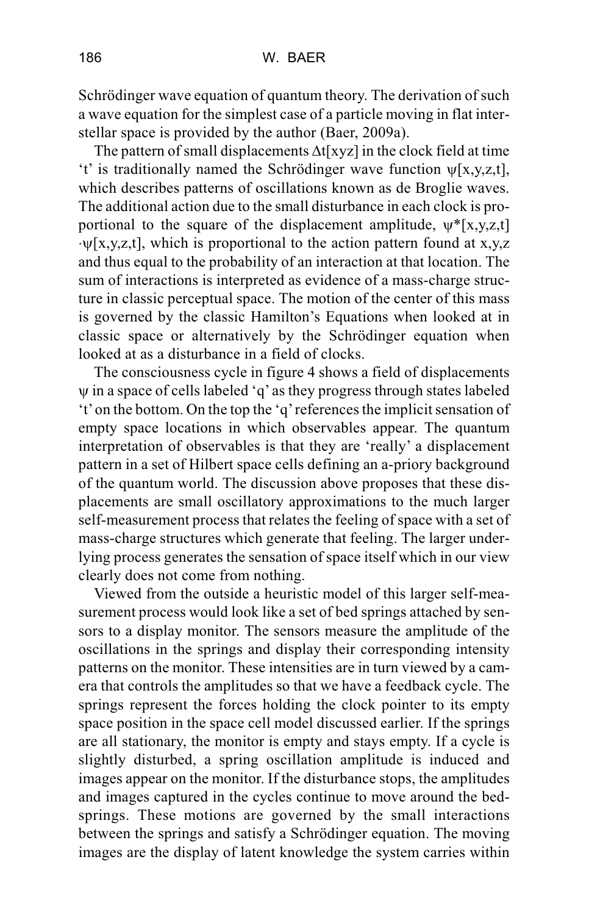Schrödinger wave equation of quantum theory. The derivation of such a wave equation for the simplest case of a particle moving in flat interstellar space is provided by the author (Baer, 2009a).

The pattern of small displacements $\Delta t[xyz]$ in the clock field at time 't' is traditionally named the Schrödinger wave function $\psi[x,y,z,t]$, which describes patterns of oscillations known as de Broglie waves. The additional action due to the small disturbance in each clock is proportional to the square of the displacement amplitude, $\psi^*[x,y,z,t] \cdot \psi[x,y,z,t]$, which is proportional to the action pattern found at x,y,z and thus equal to the probability of an interaction at that location. The sum of interactions is interpreted as evidence of a mass-charge structure in classic perceptual space. The motion of the center of this mass is governed by the classic Hamilton's Equations when looked at in classic space or alternatively by the Schrödinger equation when looked at as a disturbance in a field of clocks.

The consciousness cycle in figure 4 shows a field of displacements $\psi$ in a space of cells labeled 'q' as they progress through states labeled 't' on the bottom. On the top the 'q' references the implicit sensation of empty space locations in which observables appear. The quantum interpretation of observables is that they are 'really' a displacement pattern in a set of Hilbert space cells defining an a-priory background of the quantum world. The discussion above proposes that these displacements are small oscillatory approximations to the much larger self-measurement process that relates the feeling of space with a set of mass-charge structures which generate that feeling. The larger underlying process generates the sensation of space itself which in our view clearly does not come from nothing.

Viewed from the outside a heuristic model of this larger self-measurement process would look like a set of bed springs attached by sensors to a display monitor. The sensors measure the amplitude of the oscillations in the springs and display their corresponding intensity patterns on the monitor. These intensities are in turn viewed by a camera that controls the amplitudes so that we have a feedback cycle. The springs represent the forces holding the clock pointer to its empty space position in the space cell model discussed earlier. If the springs are all stationary, the monitor is empty and stays empty. If a cycle is slightly disturbed, a spring oscillation amplitude is induced and images appear on the monitor. If the disturbance stops, the amplitudes and images captured in the cycles continue to move around the bed-springs. These motions are governed by the small interactions between the springs and satisfy a Schrödinger equation. The moving images are the display of latent knowledge the system carries within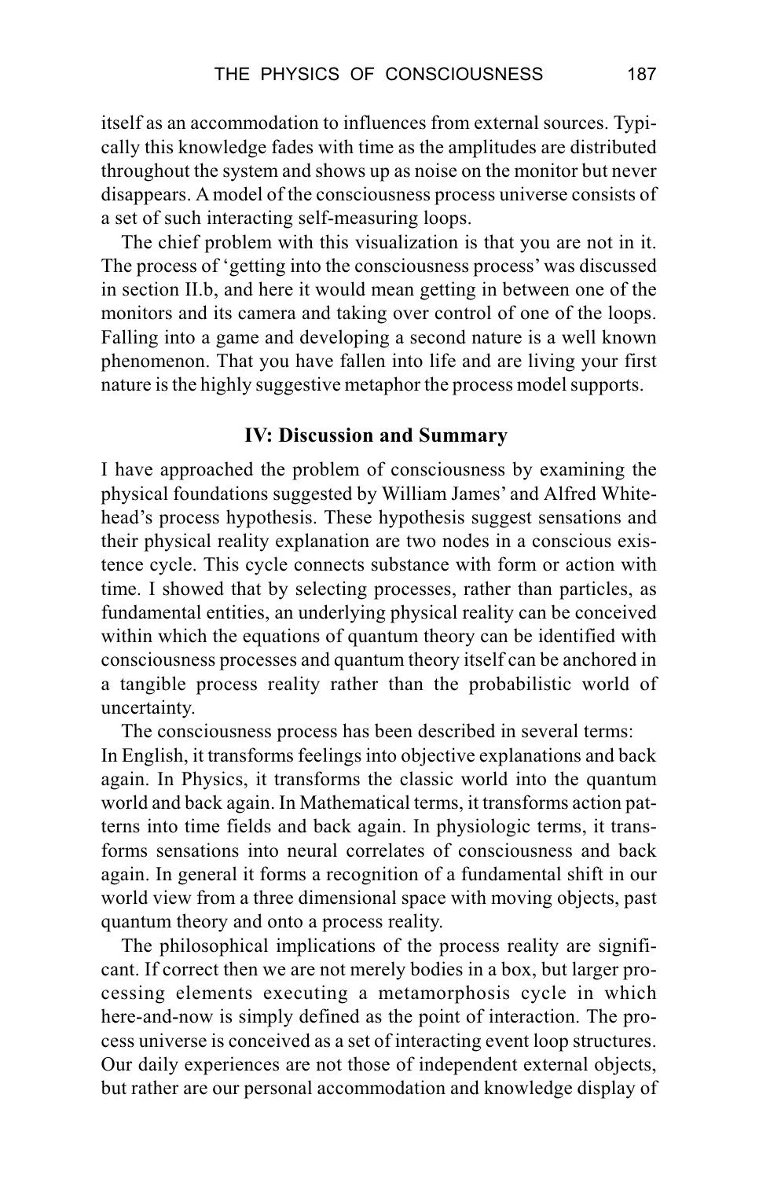itself as an accommodation to influences from external sources. Typically this knowledge fades with time as the amplitudes are distributed throughout the system and shows up as noise on the monitor but never disappears. A model of the consciousness process universe consists of a set of such interacting self-measuring loops.

The chief problem with this visualization is that you are not in it. The process of 'getting into the consciousness process' was discussed in section II.b, and here it would mean getting in between one of the monitors and its camera and taking over control of one of the loops. Falling into a game and developing a second nature is a well known phenomenon. That you have fallen into life and are living your first nature is the highly suggestive metaphor the process model supports.

## IV: Discussion and Summary

I have approached the problem of consciousness by examining the physical foundations suggested by William James' and Alfred Whitehead's process hypothesis. These hypothesis suggest sensations and their physical reality explanation are two nodes in a conscious existence cycle. This cycle connects substance with form or action with time. I showed that by selecting processes, rather than particles, as fundamental entities, an underlying physical reality can be conceived within which the equations of quantum theory can be identified with consciousness processes and quantum theory itself can be anchored in a tangible process reality rather than the probabilistic world of uncertainty.

The consciousness process has been described in several terms:
In English, it transforms feelings into objective explanations and back again. In Physics, it transforms the classic world into the quantum world and back again. In Mathematical terms, it transforms action patterns into time fields and back again. In physiologic terms, it transforms sensations into neural correlates of consciousness and back again. In general it forms a recognition of a fundamental shift in our world view from a three dimensional space with moving objects, past quantum theory and onto a process reality.

The philosophical implications of the process reality are significant. If correct then we are not merely bodies in a box, but larger processing elements executing a metamorphosis cycle in which here-and-now is simply defined as the point of interaction. The process universe is conceived as a set of interacting event loop structures. Our daily experiences are not those of independent external objects, but rather are our personal accommodation and knowledge display of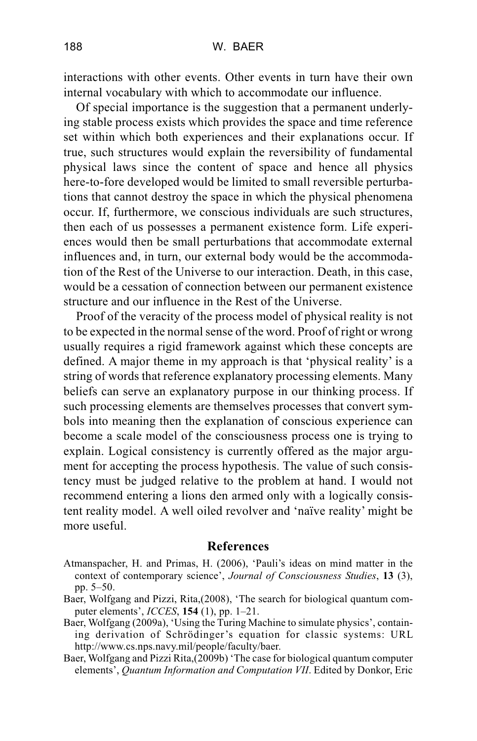interactions with other events. Other events in turn have their own internal vocabulary with which to accommodate our influence.

Of special importance is the suggestion that a permanent underlying stable process exists which provides the space and time reference set within which both experiences and their explanations occur. If true, such structures would explain the reversibility of fundamental physical laws since the content of space and hence all physics here-to-fore developed would be limited to small reversible perturbations that cannot destroy the space in which the physical phenomena occur. If, furthermore, we conscious individuals are such structures, then each of us possesses a permanent existence form. Life experiences would then be small perturbations that accommodate external influences and, in turn, our external body would be the accommodation of the Rest of the Universe to our interaction. Death, in this case, would be a cessation of connection between our permanent existence structure and our influence in the Rest of the Universe.

Proof of the veracity of the process model of physical reality is not to be expected in the normal sense of the word. Proof of right or wrong usually requires a rigid framework against which these concepts are defined. A major theme in my approach is that 'physical reality' is a string of words that reference explanatory processing elements. Many beliefs can serve an explanatory purpose in our thinking process. If such processing elements are themselves processes that convert symbols into meaning then the explanation of conscious experience can become a scale model of the consciousness process one is trying to explain. Logical consistency is currently offered as the major argument for accepting the process hypothesis. The value of such consistency must be judged relative to the problem at hand. I would not recommend entering a lions den armed only with a logically consistent reality model. A well oiled revolver and 'naïve reality' might be more useful.

## References

Atmanspacher, H. and Primas, H. (2006), 'Pauli's ideas on mind matter in the context of contemporary science', *Journal of Consciousness Studies*, **13** (3), pp. 5–50.

Baer, Wolfgang and Pizzi, Rita,(2008), 'The search for biological quantum computer elements', *ICCES*, **154** (1), pp. 1–21.

Baer, Wolfgang (2009a), 'Using the Turing Machine to simulate physics', containing derivation of Schrödinger's equation for classic systems: URL http://www.cs.nps.navy.mil/people/faculty/baer.

Baer, Wolfgang and Pizzi Rita,(2009b) 'The case for biological quantum computer elements', *Quantum Information and Computation VII*. Edited by Donkor, Eric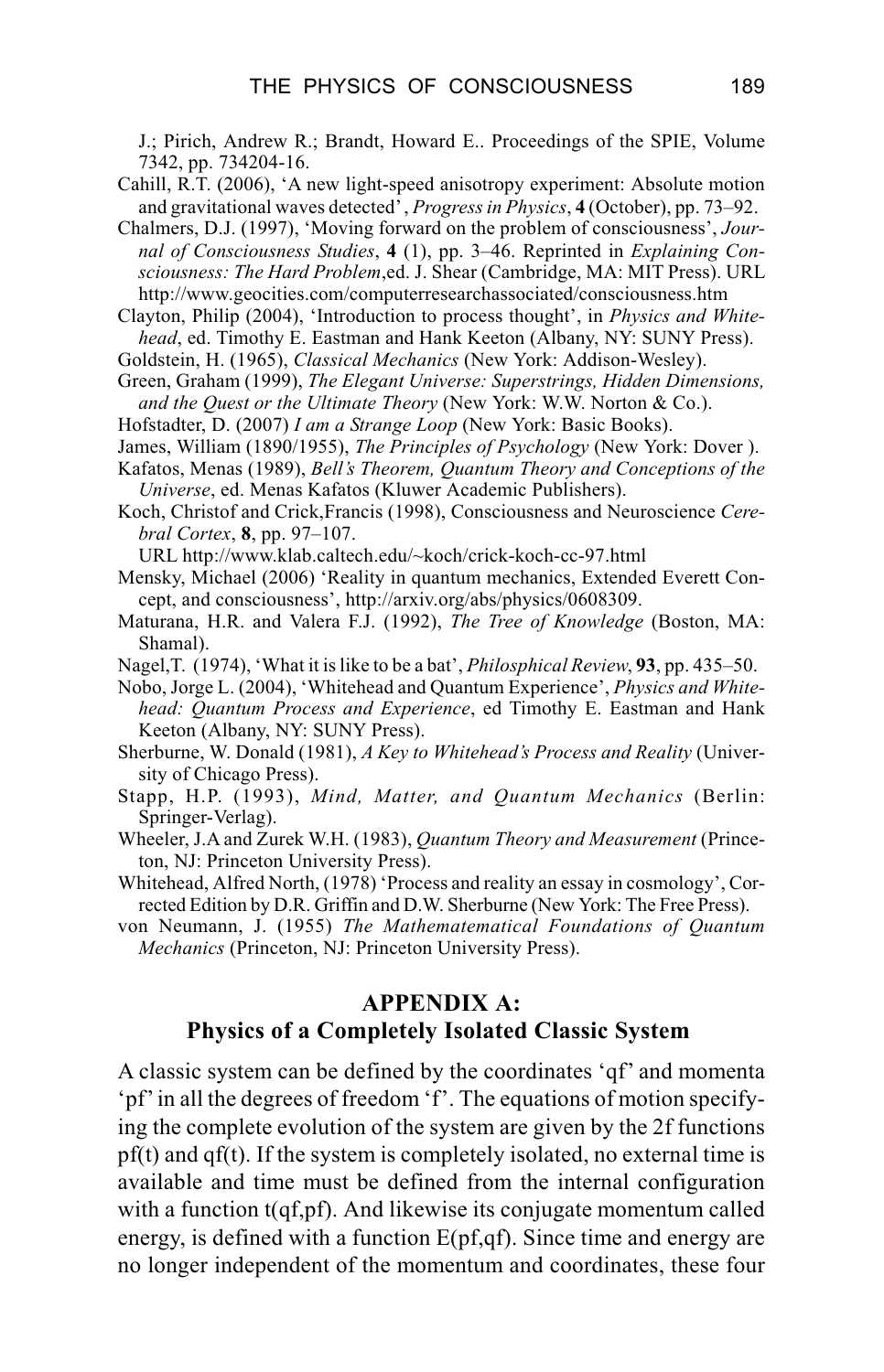J.; Pirich, Andrew R.; Brandt, Howard E.. Proceedings of the SPIE, Volume 7342, pp. 734204-16.

Cahill, R.T. (2006), 'A new light-speed anisotropy experiment: Absolute motion and gravitational waves detected', *Progress in Physics*, **4** (October), pp. 73–92.

Chalmers, D.J. (1997), 'Moving forward on the problem of consciousness', *Journal of Consciousness Studies*, **4** (1), pp. 3–46. Reprinted in *Explaining Consciousness: The Hard Problem*,ed. J. Shear (Cambridge, MA: MIT Press). URL http://www.geocities.com/computerresearchassociated/consciousness.htm

Clayton, Philip (2004), 'Introduction to process thought', in *Physics and Whitehead*, ed. Timothy E. Eastman and Hank Keeton (Albany, NY: SUNY Press).

Goldstein, H. (1965), *Classical Mechanics* (New York: Addison-Wesley).

Green, Graham (1999), *The Elegant Universe: Superstrings, Hidden Dimensions, and the Quest or the Ultimate Theory* (New York: W.W. Norton & Co.).

Hofstadter, D. (2007) *I am a Strange Loop* (New York: Basic Books).

James, William (1890/1955), *The Principles of Psychology* (New York: Dover ).

Kafatos, Menas (1989), *Bell's Theorem, Quantum Theory and Conceptions of the Universe*, ed. Menas Kafatos (Kluwer Academic Publishers).

Koch, Christof and Crick,Francis (1998), Consciousness and Neuroscience *Cerebral Cortex*, **8**, pp. 97–107.
URL http://www.klab.caltech.edu/~koch/crick-koch-cc-97.html

Mensky, Michael (2006) 'Reality in quantum mechanics, Extended Everett Concept, and consciousness', http://arxiv.org/abs/physics/0608309.

Maturana, H.R. and Valera F.J. (1992), *The Tree of Knowledge* (Boston, MA: Shamal).

Nagel,T. (1974), 'What it is like to be a bat', *Philosphical Review*, **93**, pp. 435–50.

Nobo, Jorge L. (2004), 'Whitehead and Quantum Experience', *Physics and Whitehead: Quantum Process and Experience*, ed Timothy E. Eastman and Hank Keeton (Albany, NY: SUNY Press).

Sherburne, W. Donald (1981), *A Key to Whitehead's Process and Reality* (University of Chicago Press).

Stapp, H.P. (1993), *Mind, Matter, and Quantum Mechanics* (Berlin: Springer-Verlag).

Wheeler, J.A and Zurek W.H. (1983), *Quantum Theory and Measurement* (Princeton, NJ: Princeton University Press).

Whitehead, Alfred North, (1978) 'Process and reality an essay in cosmology', Corrected Edition by D.R. Griffin and D.W. Sherburne (New York: The Free Press).

von Neumann, J. (1955) *The Mathematematical Foundations of Quantum Mechanics* (Princeton, NJ: Princeton University Press).

## APPENDIX A: Physics of a Completely Isolated Classic System

A classic system can be defined by the coordinates 'qf' and momenta 'pf' in all the degrees of freedom 'f'. The equations of motion specifying the complete evolution of the system are given by the 2f functions pf(t) and qf(t). If the system is completely isolated, no external time is available and time must be defined from the internal configuration with a function t(qf,pf). And likewise its conjugate momentum called energy, is defined with a function E(pf,qf). Since time and energy are no longer independent of the momentum and coordinates, these four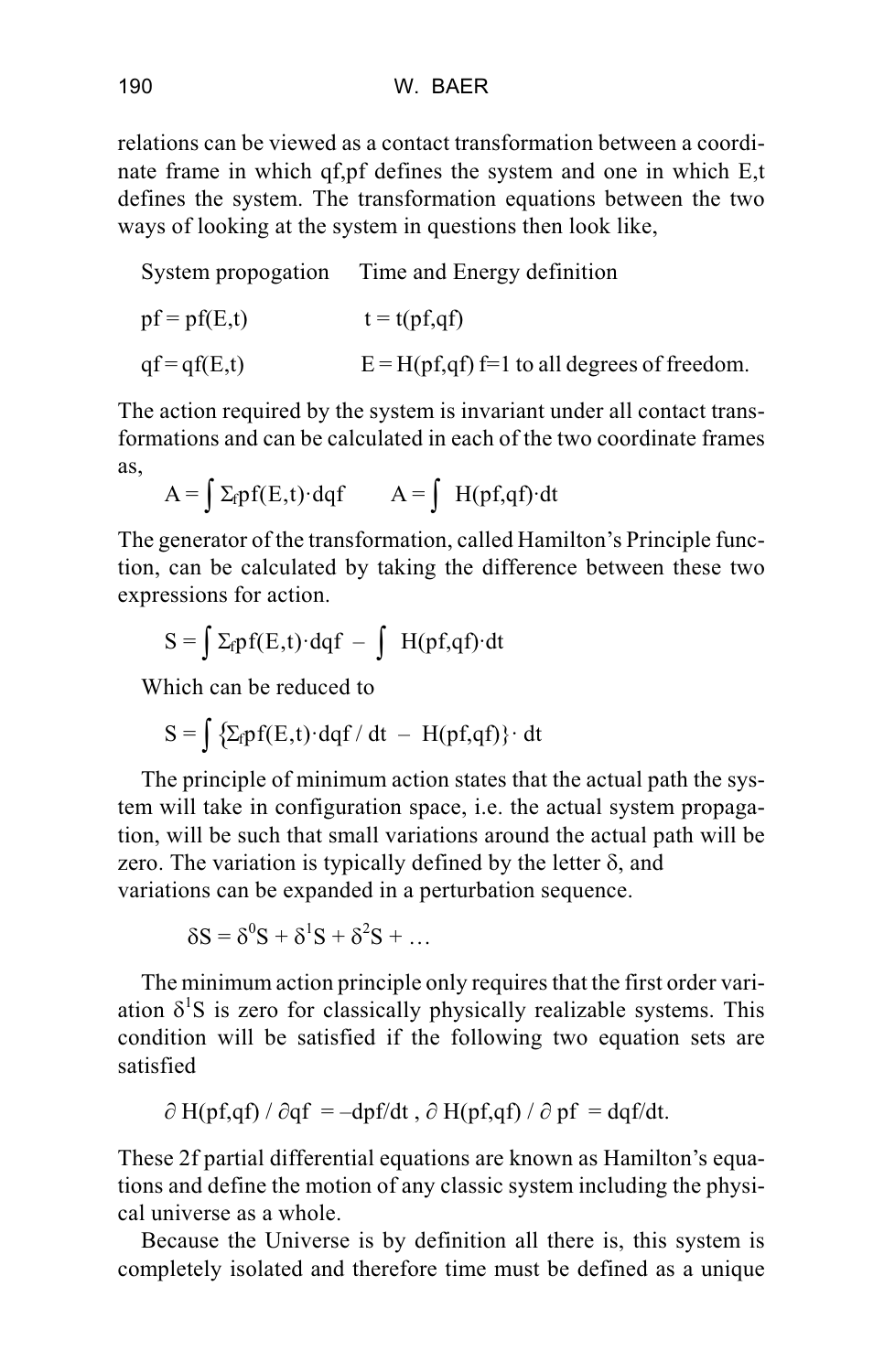relations can be viewed as a contact transformation between a coordinate frame in which qf,pf defines the system and one in which E,t defines the system. The transformation equations between the two ways of looking at the system in questions then look like,

| System propogation | Time and Energy definition |
|---|---|
| pf = pf(E,t) | t = t(pf,qf) |
| qf = qf(E,t) | E = H(pf,qf) f=1 to all degrees of freedom. |

The action required by the system is invariant under all contact transformations and can be calculated in each of the two coordinate frames as,

$$A = \int \Sigma_f pf(E,t) \cdot dqf \qquad A = \int H(pf,qf) \cdot dt$$

The generator of the transformation, called Hamilton's Principle function, can be calculated by taking the difference between these two expressions for action.

$$S = \int \Sigma_f pf(E,t) \cdot dqf - \int H(pf,qf) \cdot dt$$

Which can be reduced to

$$S = \int \{\Sigma_f pf(E,t) \cdot dqf / dt - H(pf,qf)\} \cdot dt$$

The principle of minimum action states that the actual path the system will take in configuration space, i.e. the actual system propagation, will be such that small variations around the actual path will be zero. The variation is typically defined by the letter δ, and variations can be expanded in a perturbation sequence.

$$\delta S = \delta^0 S + \delta^1 S + \delta^2 S + \ldots$$

The minimum action principle only requires that the first order variation $\delta^1 S$ is zero for classically physically realizable systems. This condition will be satisfied if the following two equation sets are satisfied

$$\partial H(pf,qf) / \partial qf = -dpf/dt \text{ , } \partial H(pf,qf) / \partial pf = dqf/dt.$$

These 2f partial differential equations are known as Hamilton's equations and define the motion of any classic system including the physical universe as a whole.

Because the Universe is by definition all there is, this system is completely isolated and therefore time must be defined as a unique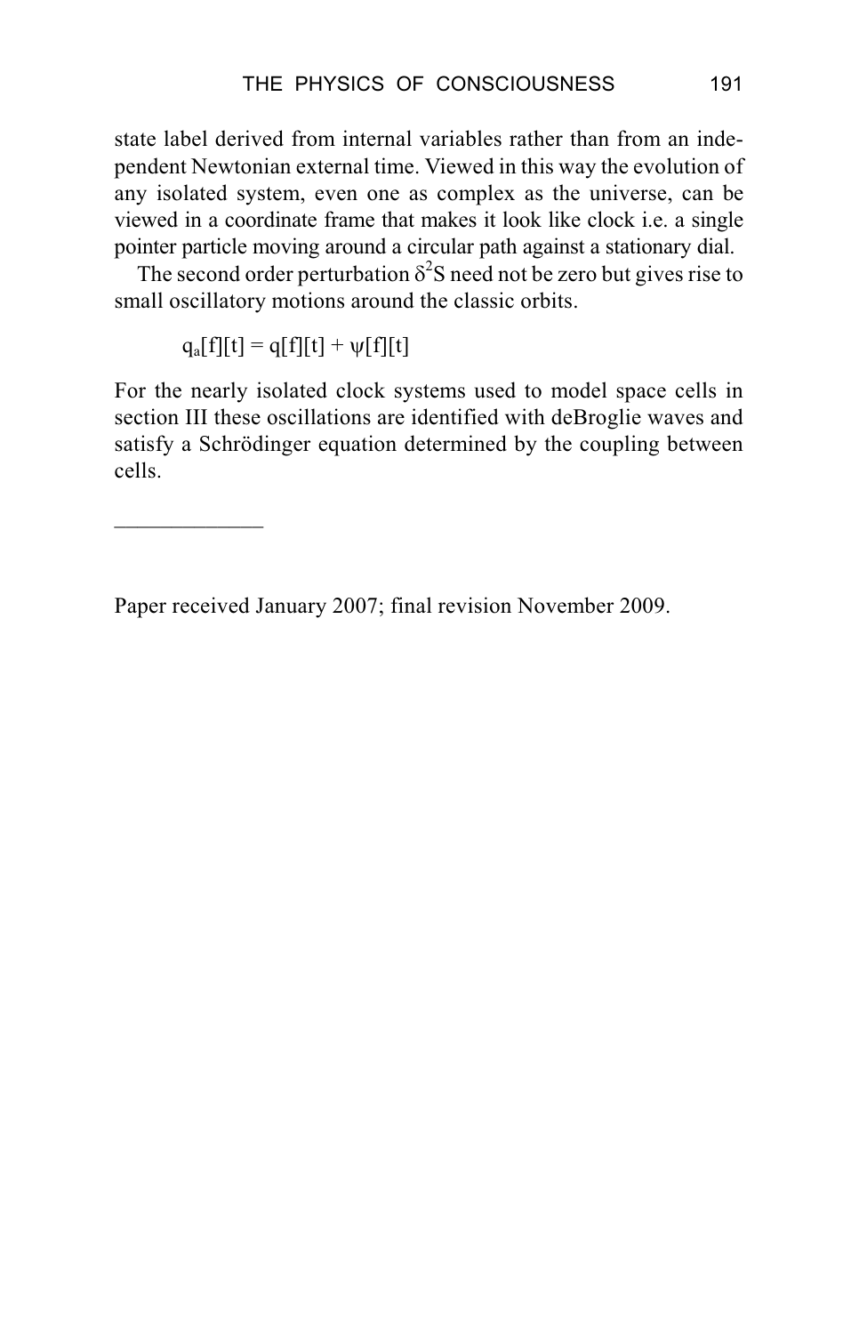state label derived from internal variables rather than from an independent Newtonian external time. Viewed in this way the evolution of any isolated system, even one as complex as the universe, can be viewed in a coordinate frame that makes it look like clock i.e. a single pointer particle moving around a circular path against a stationary dial.

The second order perturbation $\delta^2 S$ need not be zero but gives rise to small oscillatory motions around the classic orbits.

$$q_a[f][t] = q[f][t] + \psi[f][t]$$

For the nearly isolated clock systems used to model space cells in section III these oscillations are identified with deBroglie waves and satisfy a Schrödinger equation determined by the coupling between cells.

---

Paper received January 2007; final revision November 2009.